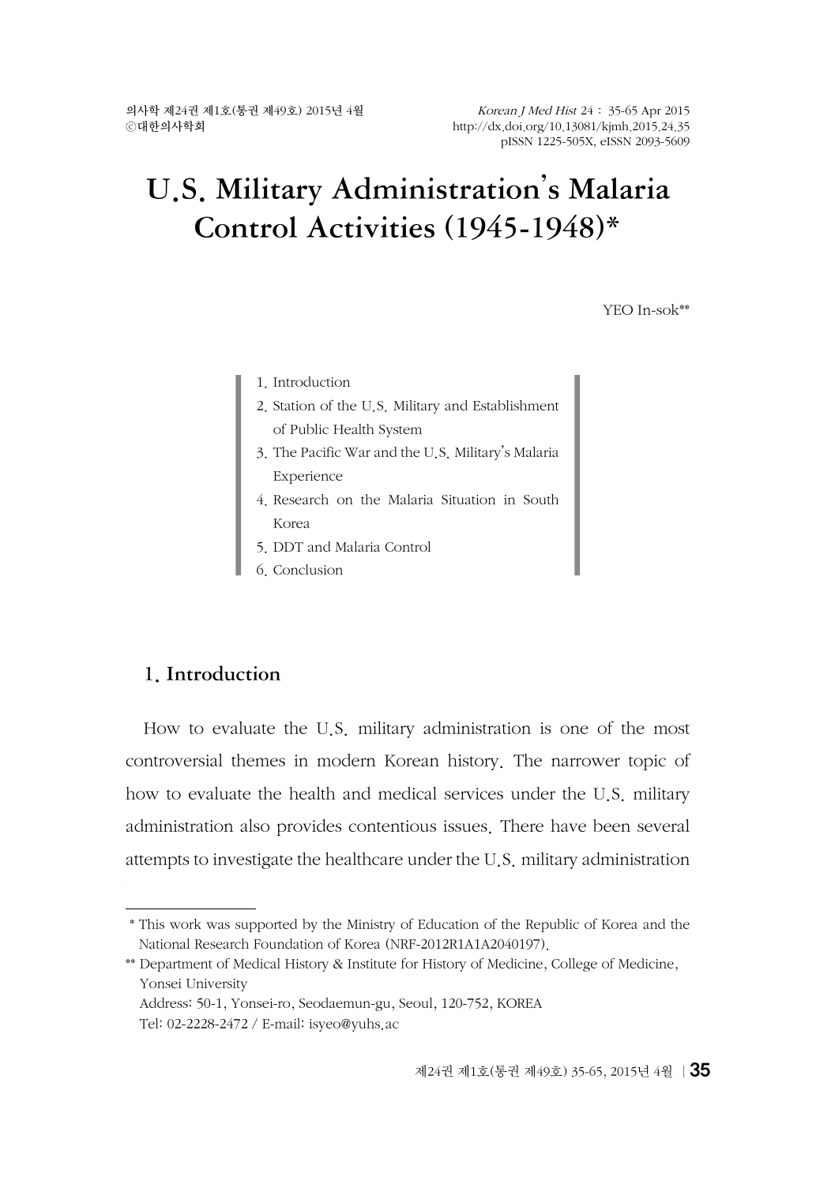# U.S. Military Administration's Malaria Control Activities (1945-1948)*

YEO In-sok**

1. Introduction
2. Station of the U.S. Military and Establishment of Public Health System
3. The Pacific War and the U.S. Military's Malaria Experience
4. Research on the Malaria Situation in South Korea
5. DDT and Malaria Control
6. Conclusion

## 1. Introduction

How to evaluate the U.S. military administration is one of the most controversial themes in modern Korean history. The narrower topic of how to evaluate the health and medical services under the U.S. military administration also provides contentious issues. There have been several attempts to investigate the healthcare under the U.S. military administration

---

\* This work was supported by the Ministry of Education of the Republic of Korea and the National Research Foundation of Korea (NRF-2012R1A1A2040197).

\*\* Department of Medical History & Institute for History of Medicine, College of Medicine, Yonsei University
Address: 50-1, Yonsei-ro, Seodaemun-gu, Seoul, 120-752, KOREA
Tel: 02-2228-2472 / E-mail: isyeo@yuhs.ac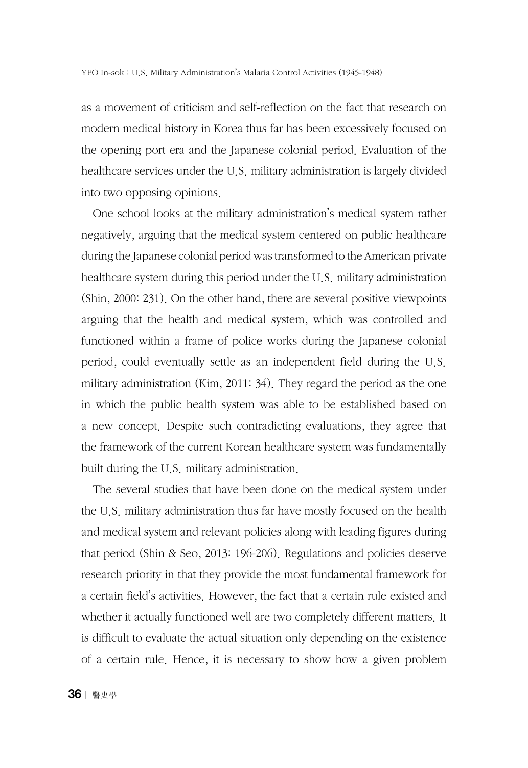as a movement of criticism and self-reflection on the fact that research on modern medical history in Korea thus far has been excessively focused on the opening port era and the Japanese colonial period. Evaluation of the healthcare services under the U.S. military administration is largely divided into two opposing opinions.

One school looks at the military administration's medical system rather negatively, arguing that the medical system centered on public healthcare during the Japanese colonial period was transformed to the American private healthcare system during this period under the U.S. military administration (Shin, 2000: 231). On the other hand, there are several positive viewpoints arguing that the health and medical system, which was controlled and functioned within a frame of police works during the Japanese colonial period, could eventually settle as an independent field during the U.S. military administration (Kim, 2011: 34). They regard the period as the one in which the public health system was able to be established based on a new concept. Despite such contradicting evaluations, they agree that the framework of the current Korean healthcare system was fundamentally built during the U.S. military administration.

The several studies that have been done on the medical system under the U.S. military administration thus far have mostly focused on the health and medical system and relevant policies along with leading figures during that period (Shin & Seo, 2013: 196-206). Regulations and policies deserve research priority in that they provide the most fundamental framework for a certain field's activities. However, the fact that a certain rule existed and whether it actually functioned well are two completely different matters. It is difficult to evaluate the actual situation only depending on the existence of a certain rule. Hence, it is necessary to show how a given problem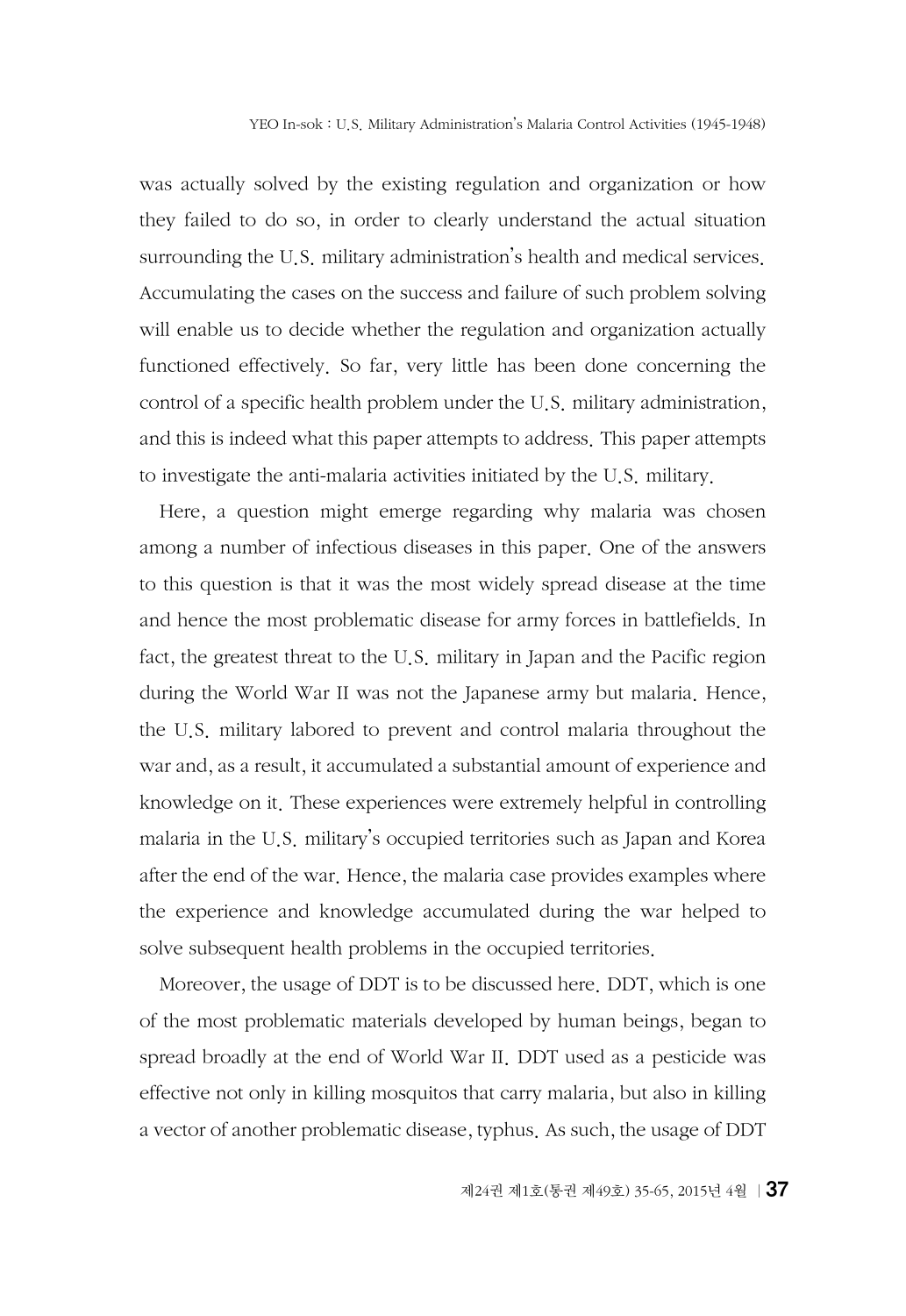was actually solved by the existing regulation and organization or how they failed to do so, in order to clearly understand the actual situation surrounding the U.S. military administration's health and medical services. Accumulating the cases on the success and failure of such problem solving will enable us to decide whether the regulation and organization actually functioned effectively. So far, very little has been done concerning the control of a specific health problem under the U.S. military administration, and this is indeed what this paper attempts to address. This paper attempts to investigate the anti-malaria activities initiated by the U.S. military.

Here, a question might emerge regarding why malaria was chosen among a number of infectious diseases in this paper. One of the answers to this question is that it was the most widely spread disease at the time and hence the most problematic disease for army forces in battlefields. In fact, the greatest threat to the U.S. military in Japan and the Pacific region during the World War II was not the Japanese army but malaria. Hence, the U.S. military labored to prevent and control malaria throughout the war and, as a result, it accumulated a substantial amount of experience and knowledge on it. These experiences were extremely helpful in controlling malaria in the U.S. military's occupied territories such as Japan and Korea after the end of the war. Hence, the malaria case provides examples where the experience and knowledge accumulated during the war helped to solve subsequent health problems in the occupied territories.

Moreover, the usage of DDT is to be discussed here. DDT, which is one of the most problematic materials developed by human beings, began to spread broadly at the end of World War II. DDT used as a pesticide was effective not only in killing mosquitos that carry malaria, but also in killing a vector of another problematic disease, typhus. As such, the usage of DDT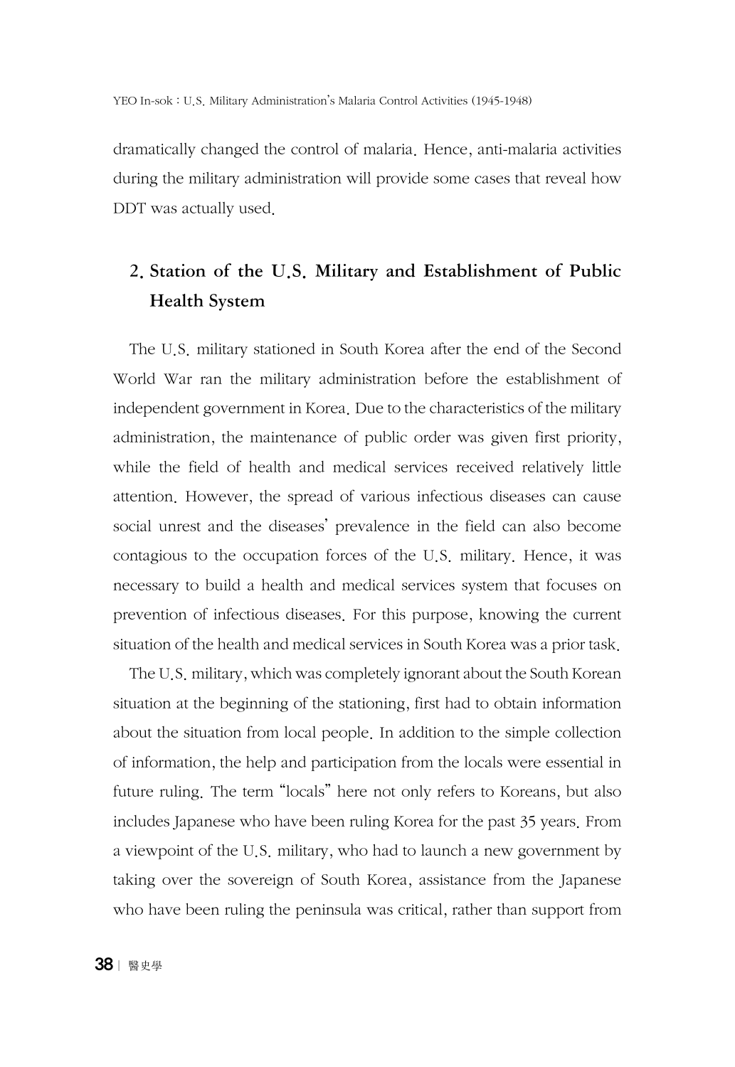dramatically changed the control of malaria. Hence, anti-malaria activities during the military administration will provide some cases that reveal how DDT was actually used.

## 2. Station of the U.S. Military and Establishment of Public Health System

The U.S. military stationed in South Korea after the end of the Second World War ran the military administration before the establishment of independent government in Korea. Due to the characteristics of the military administration, the maintenance of public order was given first priority, while the field of health and medical services received relatively little attention. However, the spread of various infectious diseases can cause social unrest and the diseases' prevalence in the field can also become contagious to the occupation forces of the U.S. military. Hence, it was necessary to build a health and medical services system that focuses on prevention of infectious diseases. For this purpose, knowing the current situation of the health and medical services in South Korea was a prior task.

The U.S. military, which was completely ignorant about the South Korean situation at the beginning of the stationing, first had to obtain information about the situation from local people. In addition to the simple collection of information, the help and participation from the locals were essential in future ruling. The term "locals" here not only refers to Koreans, but also includes Japanese who have been ruling Korea for the past 35 years. From a viewpoint of the U.S. military, who had to launch a new government by taking over the sovereign of South Korea, assistance from the Japanese who have been ruling the peninsula was critical, rather than support from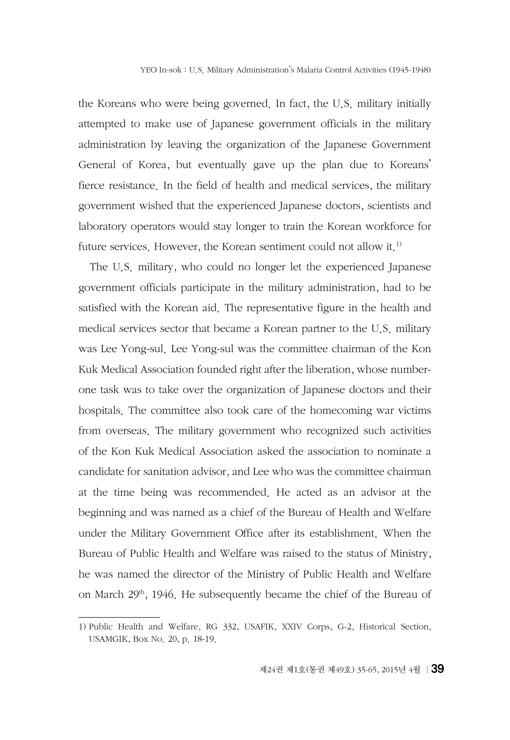the Koreans who were being governed. In fact, the U.S. military initially attempted to make use of Japanese government officials in the military administration by leaving the organization of the Japanese Government General of Korea, but eventually gave up the plan due to Koreans' fierce resistance. In the field of health and medical services, the military government wished that the experienced Japanese doctors, scientists and laboratory operators would stay longer to train the Korean workforce for future services. However, the Korean sentiment could not allow it.[1)]

The U.S. military, who could no longer let the experienced Japanese government officials participate in the military administration, had to be satisfied with the Korean aid. The representative figure in the health and medical services sector that became a Korean partner to the U.S. military was Lee Yong-sul. Lee Yong-sul was the committee chairman of the Kon Kuk Medical Association founded right after the liberation, whose number-one task was to take over the organization of Japanese doctors and their hospitals. The committee also took care of the homecoming war victims from overseas. The military government who recognized such activities of the Kon Kuk Medical Association asked the association to nominate a candidate for sanitation advisor, and Lee who was the committee chairman at the time being was recommended. He acted as an advisor at the beginning and was named as a chief of the Bureau of Health and Welfare under the Military Government Office after its establishment. When the Bureau of Public Health and Welfare was raised to the status of Ministry, he was named the director of the Ministry of Public Health and Welfare on March 29th, 1946. He subsequently became the chief of the Bureau of

---

1) Public Health and Welfare, RG 332, USAFIK, XXIV Corps, G-2, Historical Section, USAMGIK, Box No. 20, p. 18-19.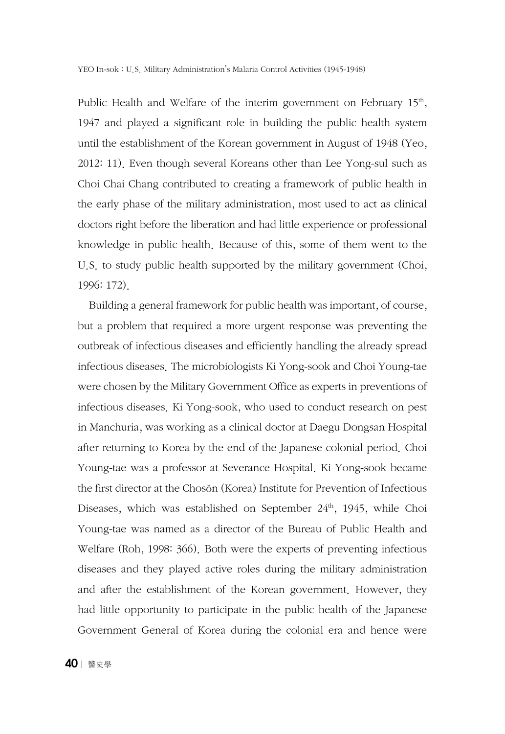Public Health and Welfare of the interim government on February 15th, 1947 and played a significant role in building the public health system until the establishment of the Korean government in August of 1948 (Yeo, 2012: 11). Even though several Koreans other than Lee Yong-sul such as Choi Chai Chang contributed to creating a framework of public health in the early phase of the military administration, most used to act as clinical doctors right before the liberation and had little experience or professional knowledge in public health. Because of this, some of them went to the U.S. to study public health supported by the military government (Choi, 1996: 172).

Building a general framework for public health was important, of course, but a problem that required a more urgent response was preventing the outbreak of infectious diseases and efficiently handling the already spread infectious diseases. The microbiologists Ki Yong-sook and Choi Young-tae were chosen by the Military Government Office as experts in preventions of infectious diseases. Ki Yong-sook, who used to conduct research on pest in Manchuria, was working as a clinical doctor at Daegu Dongsan Hospital after returning to Korea by the end of the Japanese colonial period. Choi Young-tae was a professor at Severance Hospital. Ki Yong-sook became the first director at the Chosŏn (Korea) Institute for Prevention of Infectious Diseases, which was established on September 24th, 1945, while Choi Young-tae was named as a director of the Bureau of Public Health and Welfare (Roh, 1998: 366). Both were the experts of preventing infectious diseases and they played active roles during the military administration and after the establishment of the Korean government. However, they had little opportunity to participate in the public health of the Japanese Government General of Korea during the colonial era and hence were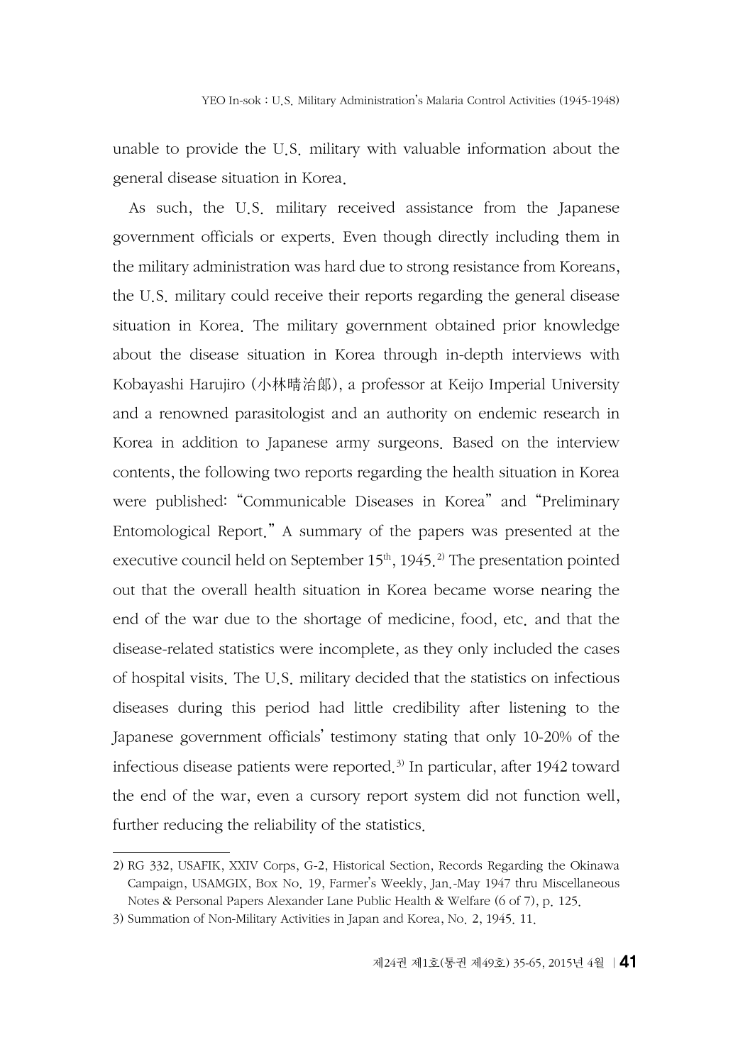unable to provide the U.S. military with valuable information about the general disease situation in Korea.

As such, the U.S. military received assistance from the Japanese government officials or experts. Even though directly including them in the military administration was hard due to strong resistance from Koreans, the U.S. military could receive their reports regarding the general disease situation in Korea. The military government obtained prior knowledge about the disease situation in Korea through in-depth interviews with Kobayashi Harujiro (小林晴治郎), a professor at Keijo Imperial University and a renowned parasitologist and an authority on endemic research in Korea in addition to Japanese army surgeons. Based on the interview contents, the following two reports regarding the health situation in Korea were published: "Communicable Diseases in Korea" and "Preliminary Entomological Report." A summary of the papers was presented at the executive council held on September 15th, 1945.[2] The presentation pointed out that the overall health situation in Korea became worse nearing the end of the war due to the shortage of medicine, food, etc. and that the disease-related statistics were incomplete, as they only included the cases of hospital visits. The U.S. military decided that the statistics on infectious diseases during this period had little credibility after listening to the Japanese government officials' testimony stating that only 10-20% of the infectious disease patients were reported.[3] In particular, after 1942 toward the end of the war, even a cursory report system did not function well, further reducing the reliability of the statistics.

---

2) RG 332, USAFIK, XXIV Corps, G-2, Historical Section, Records Regarding the Okinawa Campaign, USAMGIX, Box No. 19, Farmer's Weekly, Jan.-May 1947 thru Miscellaneous Notes & Personal Papers Alexander Lane Public Health & Welfare (6 of 7), p. 125.

3) Summation of Non-Military Activities in Japan and Korea, No. 2, 1945. 11.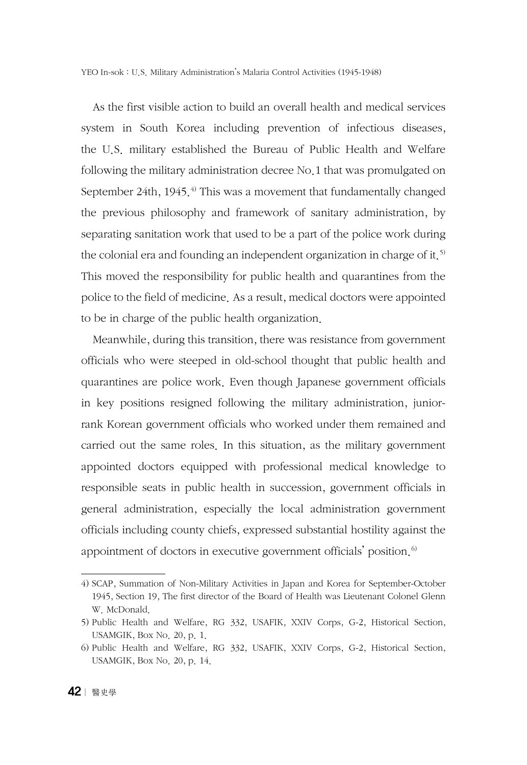As the first visible action to build an overall health and medical services system in South Korea including prevention of infectious diseases, the U.S. military established the Bureau of Public Health and Welfare following the military administration decree No.1 that was promulgated on September 24th, 1945.[4] This was a movement that fundamentally changed the previous philosophy and framework of sanitary administration, by separating sanitation work that used to be a part of the police work during the colonial era and founding an independent organization in charge of it.[5] This moved the responsibility for public health and quarantines from the police to the field of medicine. As a result, medical doctors were appointed to be in charge of the public health organization.

Meanwhile, during this transition, there was resistance from government officials who were steeped in old-school thought that public health and quarantines are police work. Even though Japanese government officials in key positions resigned following the military administration, junior-rank Korean government officials who worked under them remained and carried out the same roles. In this situation, as the military government appointed doctors equipped with professional medical knowledge to responsible seats in public health in succession, government officials in general administration, especially the local administration government officials including county chiefs, expressed substantial hostility against the appointment of doctors in executive government officials' position.[6]

---

4) SCAP, Summation of Non-Military Activities in Japan and Korea for September-October 1945, Section 19, The first director of the Board of Health was Lieutenant Colonel Glenn W. McDonald.

5) Public Health and Welfare, RG 332, USAFIK, XXIV Corps, G-2, Historical Section, USAMGIK, Box No. 20, p. 1.

6) Public Health and Welfare, RG 332, USAFIK, XXIV Corps, G-2, Historical Section, USAMGIK, Box No. 20, p. 14.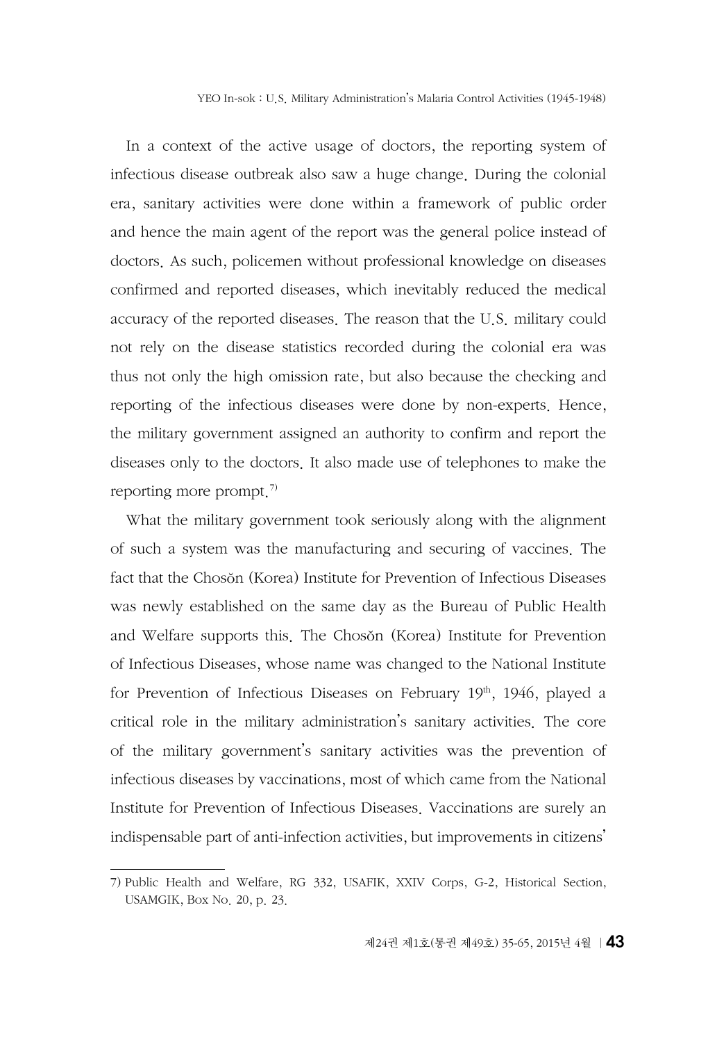In a context of the active usage of doctors, the reporting system of infectious disease outbreak also saw a huge change. During the colonial era, sanitary activities were done within a framework of public order and hence the main agent of the report was the general police instead of doctors. As such, policemen without professional knowledge on diseases confirmed and reported diseases, which inevitably reduced the medical accuracy of the reported diseases. The reason that the U.S. military could not rely on the disease statistics recorded during the colonial era was thus not only the high omission rate, but also because the checking and reporting of the infectious diseases were done by non-experts. Hence, the military government assigned an authority to confirm and report the diseases only to the doctors. It also made use of telephones to make the reporting more prompt.[7)]

What the military government took seriously along with the alignment of such a system was the manufacturing and securing of vaccines. The fact that the Chosŏn (Korea) Institute for Prevention of Infectious Diseases was newly established on the same day as the Bureau of Public Health and Welfare supports this. The Chosŏn (Korea) Institute for Prevention of Infectious Diseases, whose name was changed to the National Institute for Prevention of Infectious Diseases on February 19th, 1946, played a critical role in the military administration's sanitary activities. The core of the military government's sanitary activities was the prevention of infectious diseases by vaccinations, most of which came from the National Institute for Prevention of Infectious Diseases. Vaccinations are surely an indispensable part of anti-infection activities, but improvements in citizens'

---

7) Public Health and Welfare, RG 332, USAFIK, XXIV Corps, G-2, Historical Section, USAMGIK, Box No. 20, p. 23.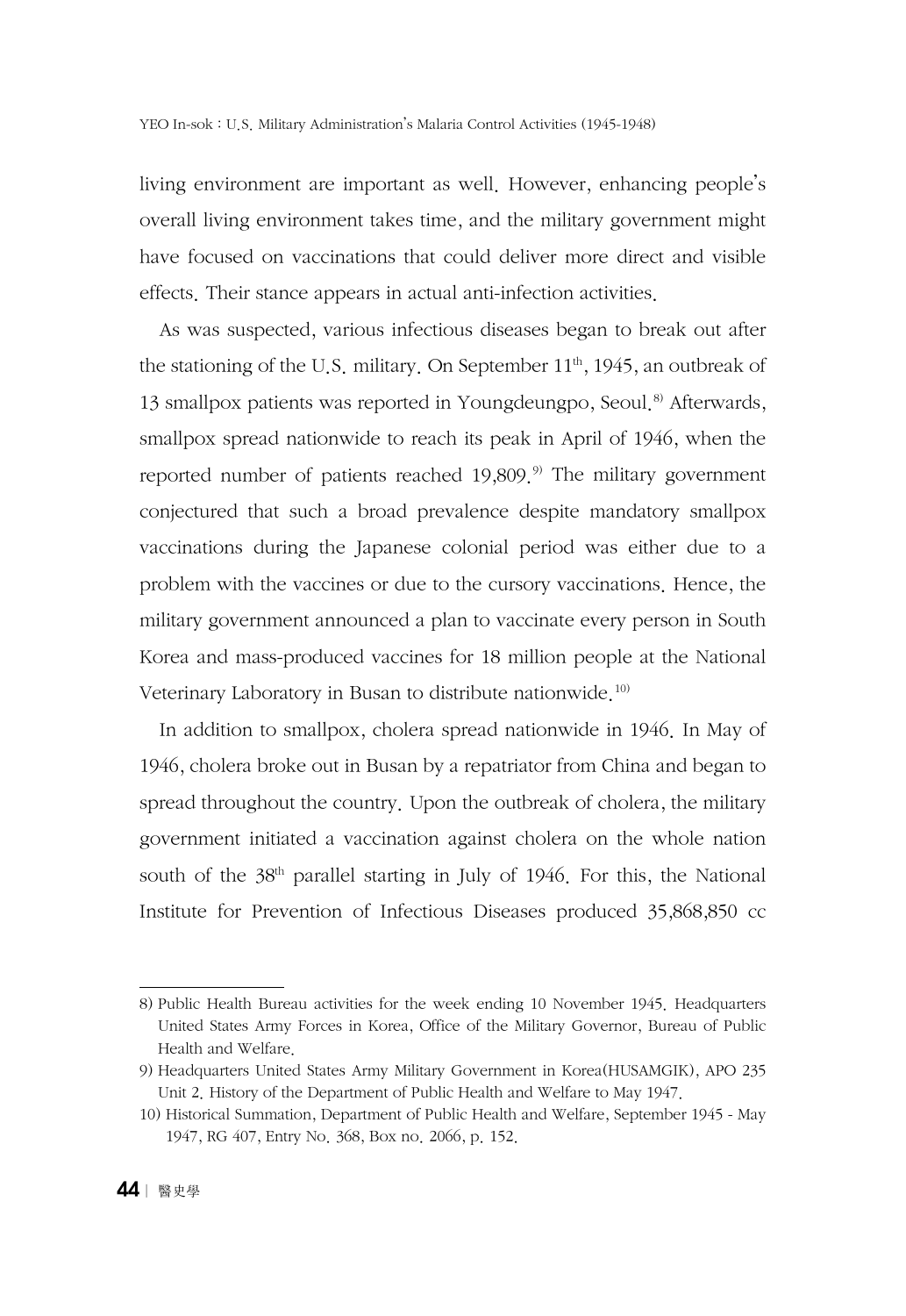living environment are important as well. However, enhancing people's overall living environment takes time, and the military government might have focused on vaccinations that could deliver more direct and visible effects. Their stance appears in actual anti-infection activities.

As was suspected, various infectious diseases began to break out after the stationing of the U.S. military. On September 11th, 1945, an outbreak of 13 smallpox patients was reported in Youngdeungpo, Seoul.[8] Afterwards, smallpox spread nationwide to reach its peak in April of 1946, when the reported number of patients reached 19,809.[9] The military government conjectured that such a broad prevalence despite mandatory smallpox vaccinations during the Japanese colonial period was either due to a problem with the vaccines or due to the cursory vaccinations. Hence, the military government announced a plan to vaccinate every person in South Korea and mass-produced vaccines for 18 million people at the National Veterinary Laboratory in Busan to distribute nationwide.[10]

In addition to smallpox, cholera spread nationwide in 1946. In May of 1946, cholera broke out in Busan by a repatriator from China and began to spread throughout the country. Upon the outbreak of cholera, the military government initiated a vaccination against cholera on the whole nation south of the 38th parallel starting in July of 1946. For this, the National Institute for Prevention of Infectious Diseases produced 35,868,850 cc

---

8) Public Health Bureau activities for the week ending 10 November 1945. Headquarters United States Army Forces in Korea, Office of the Military Governor, Bureau of Public Health and Welfare.

9) Headquarters United States Army Military Government in Korea(HUSAMGIK), APO 235 Unit 2. History of the Department of Public Health and Welfare to May 1947.

10) Historical Summation, Department of Public Health and Welfare, September 1945 - May 1947, RG 407, Entry No. 368, Box no. 2066, p. 152.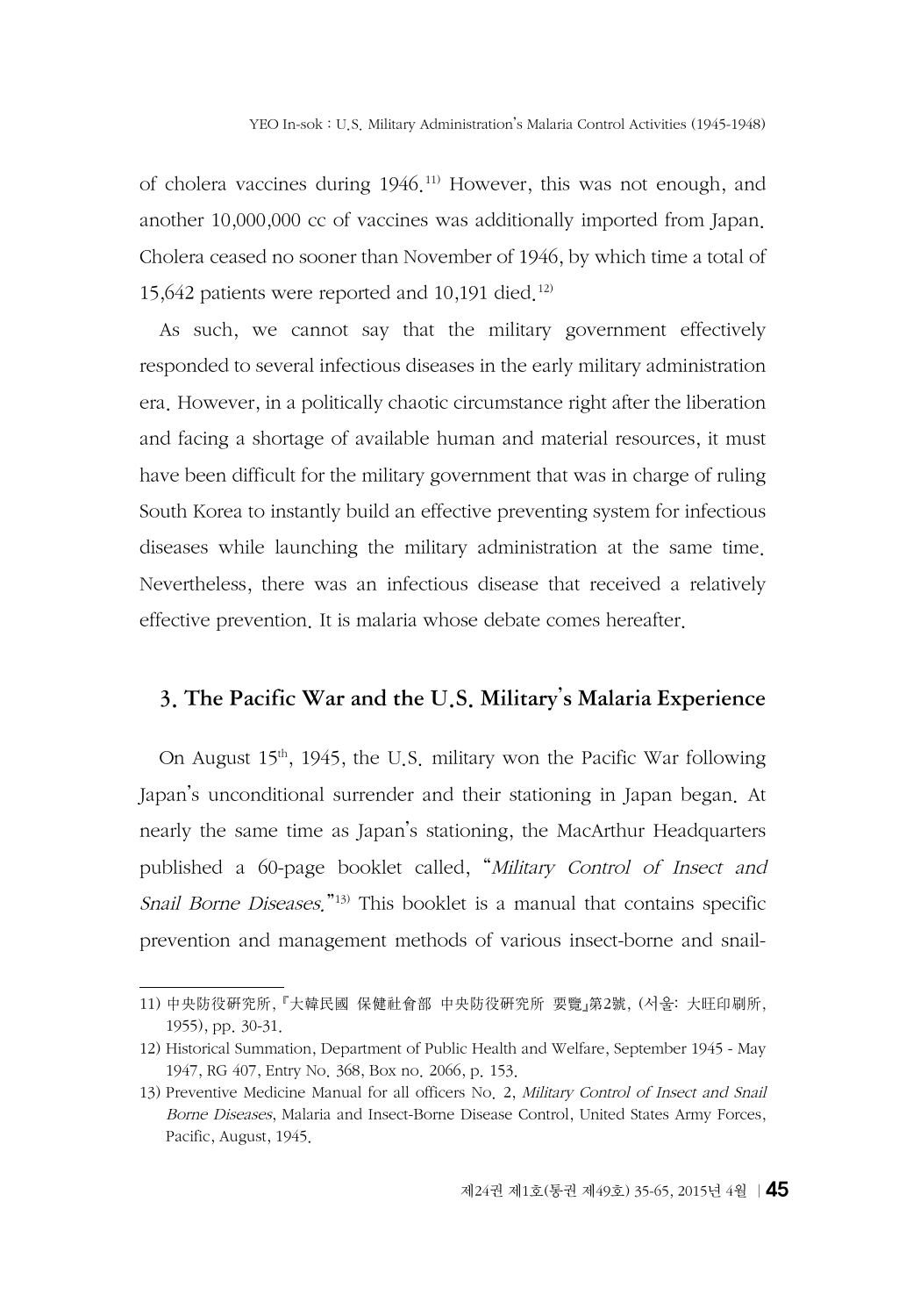of cholera vaccines during 1946.[11] However, this was not enough, and another 10,000,000 cc of vaccines was additionally imported from Japan. Cholera ceased no sooner than November of 1946, by which time a total of 15,642 patients were reported and 10,191 died.[12]

As such, we cannot say that the military government effectively responded to several infectious diseases in the early military administration era. However, in a politically chaotic circumstance right after the liberation and facing a shortage of available human and material resources, it must have been difficult for the military government that was in charge of ruling South Korea to instantly build an effective preventing system for infectious diseases while launching the military administration at the same time. Nevertheless, there was an infectious disease that received a relatively effective prevention. It is malaria whose debate comes hereafter.

## 3. The Pacific War and the U.S. Military's Malaria Experience

On August 15th, 1945, the U.S. military won the Pacific War following Japan's unconditional surrender and their stationing in Japan began. At nearly the same time as Japan's stationing, the MacArthur Headquarters published a 60-page booklet called, "*Military Control of Insect and Snail Borne Diseases.*"[13] This booklet is a manual that contains specific prevention and management methods of various insect-borne and snail-

---

11) 中央防役硏究所,『大韓民國 保健社會部 中央防役硏究所 要覽』第2號, (서울: 大旺印刷所, 1955), pp. 30-31.

12) Historical Summation, Department of Public Health and Welfare, September 1945 - May 1947, RG 407, Entry No. 368, Box no. 2066, p. 153.

13) Preventive Medicine Manual for all officers No. 2, *Military Control of Insect and Snail Borne Diseases*, Malaria and Insect-Borne Disease Control, United States Army Forces, Pacific, August, 1945.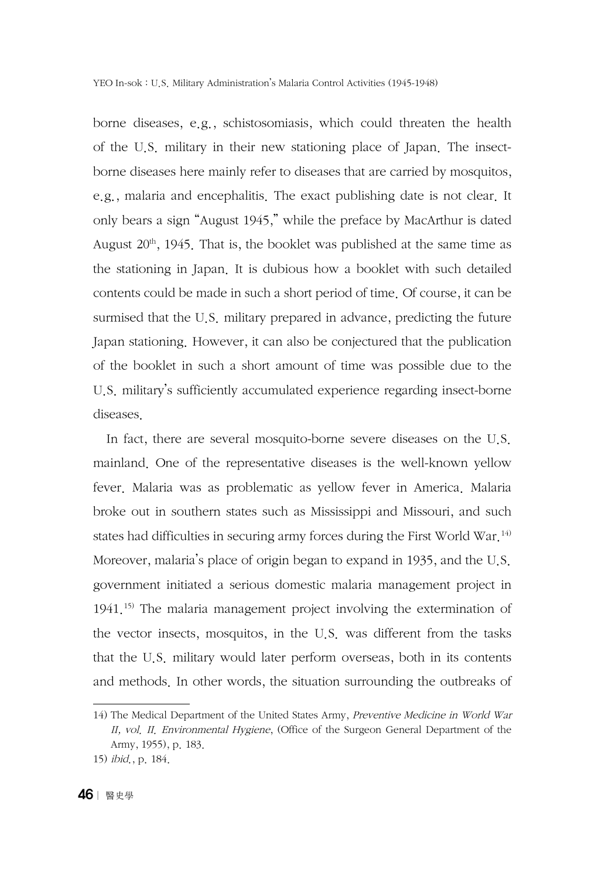borne diseases, e.g., schistosomiasis, which could threaten the health of the U.S. military in their new stationing place of Japan. The insect-borne diseases here mainly refer to diseases that are carried by mosquitos, e.g., malaria and encephalitis. The exact publishing date is not clear. It only bears a sign "August 1945," while the preface by MacArthur is dated August 20th, 1945. That is, the booklet was published at the same time as the stationing in Japan. It is dubious how a booklet with such detailed contents could be made in such a short period of time. Of course, it can be surmised that the U.S. military prepared in advance, predicting the future Japan stationing. However, it can also be conjectured that the publication of the booklet in such a short amount of time was possible due to the U.S. military's sufficiently accumulated experience regarding insect-borne diseases.

In fact, there are several mosquito-borne severe diseases on the U.S. mainland. One of the representative diseases is the well-known yellow fever. Malaria was as problematic as yellow fever in America. Malaria broke out in southern states such as Mississippi and Missouri, and such states had difficulties in securing army forces during the First World War.[14] Moreover, malaria's place of origin began to expand in 1935, and the U.S. government initiated a serious domestic malaria management project in 1941.[15] The malaria management project involving the extermination of the vector insects, mosquitos, in the U.S. was different from the tasks that the U.S. military would later perform overseas, both in its contents and methods. In other words, the situation surrounding the outbreaks of

---

14) The Medical Department of the United States Army, *Preventive Medicine in World War II, vol. II. Environmental Hygiene*, (Office of the Surgeon General Department of the Army, 1955), p. 183.

15) *ibid.*, p. 184.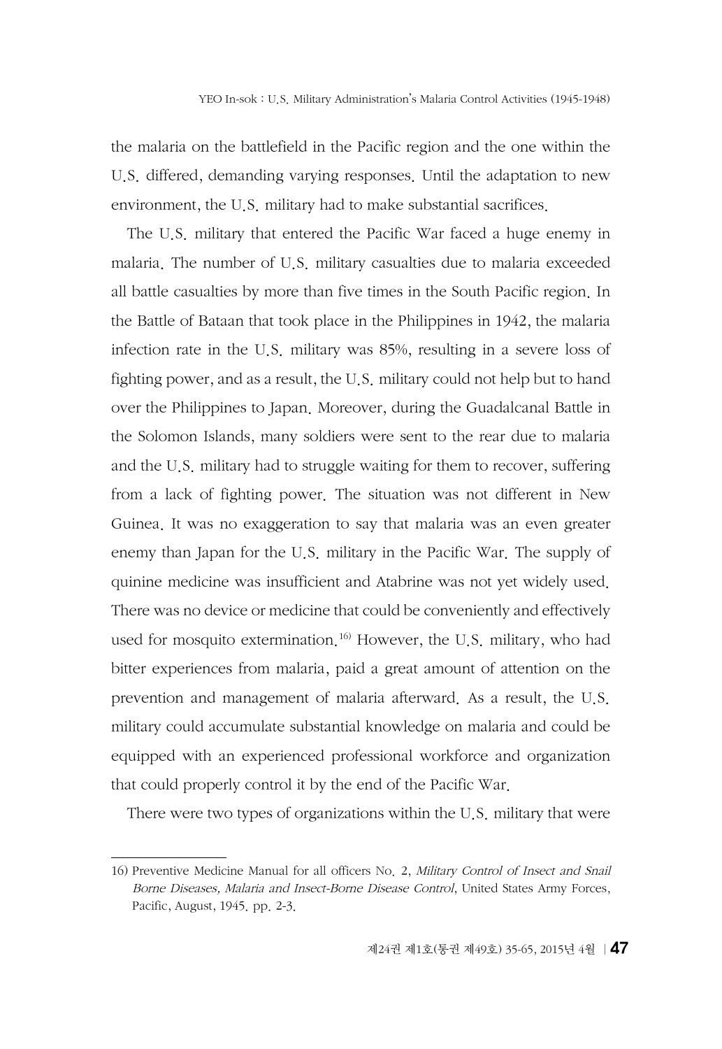the malaria on the battlefield in the Pacific region and the one within the U.S. differed, demanding varying responses. Until the adaptation to new environment, the U.S. military had to make substantial sacrifices.

The U.S. military that entered the Pacific War faced a huge enemy in malaria. The number of U.S. military casualties due to malaria exceeded all battle casualties by more than five times in the South Pacific region. In the Battle of Bataan that took place in the Philippines in 1942, the malaria infection rate in the U.S. military was 85%, resulting in a severe loss of fighting power, and as a result, the U.S. military could not help but to hand over the Philippines to Japan. Moreover, during the Guadalcanal Battle in the Solomon Islands, many soldiers were sent to the rear due to malaria and the U.S. military had to struggle waiting for them to recover, suffering from a lack of fighting power. The situation was not different in New Guinea. It was no exaggeration to say that malaria was an even greater enemy than Japan for the U.S. military in the Pacific War. The supply of quinine medicine was insufficient and Atabrine was not yet widely used. There was no device or medicine that could be conveniently and effectively used for mosquito extermination.[16] However, the U.S. military, who had bitter experiences from malaria, paid a great amount of attention on the prevention and management of malaria afterward. As a result, the U.S. military could accumulate substantial knowledge on malaria and could be equipped with an experienced professional workforce and organization that could properly control it by the end of the Pacific War.

There were two types of organizations within the U.S. military that were

---

16) Preventive Medicine Manual for all officers No. 2, *Military Control of Insect and Snail Borne Diseases, Malaria and Insect-Borne Disease Control*, United States Army Forces, Pacific, August, 1945. pp. 2-3.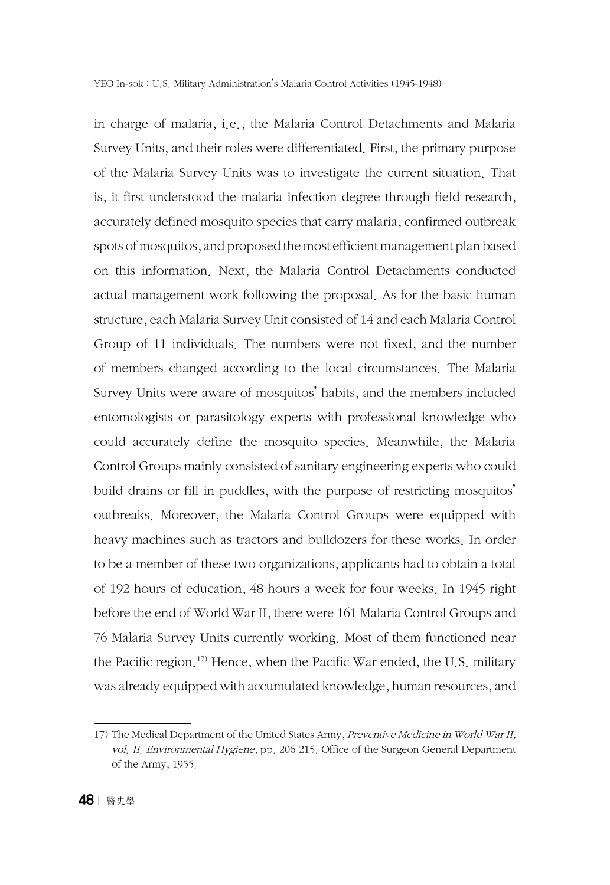in charge of malaria, i.e., the Malaria Control Detachments and Malaria Survey Units, and their roles were differentiated. First, the primary purpose of the Malaria Survey Units was to investigate the current situation. That is, it first understood the malaria infection degree through field research, accurately defined mosquito species that carry malaria, confirmed outbreak spots of mosquitos, and proposed the most efficient management plan based on this information. Next, the Malaria Control Detachments conducted actual management work following the proposal. As for the basic human structure, each Malaria Survey Unit consisted of 14 and each Malaria Control Group of 11 individuals. The numbers were not fixed, and the number of members changed according to the local circumstances. The Malaria Survey Units were aware of mosquitos' habits, and the members included entomologists or parasitology experts with professional knowledge who could accurately define the mosquito species. Meanwhile, the Malaria Control Groups mainly consisted of sanitary engineering experts who could build drains or fill in puddles, with the purpose of restricting mosquitos' outbreaks. Moreover, the Malaria Control Groups were equipped with heavy machines such as tractors and bulldozers for these works. In order to be a member of these two organizations, applicants had to obtain a total of 192 hours of education, 48 hours a week for four weeks. In 1945 right before the end of World War II, there were 161 Malaria Control Groups and 76 Malaria Survey Units currently working. Most of them functioned near the Pacific region.[17] Hence, when the Pacific War ended, the U.S. military was already equipped with accumulated knowledge, human resources, and

---

17) The Medical Department of the United States Army, *Preventive Medicine in World War II, vol. II. Environmental Hygiene*, pp. 206-215. Office of the Surgeon General Department of the Army, 1955.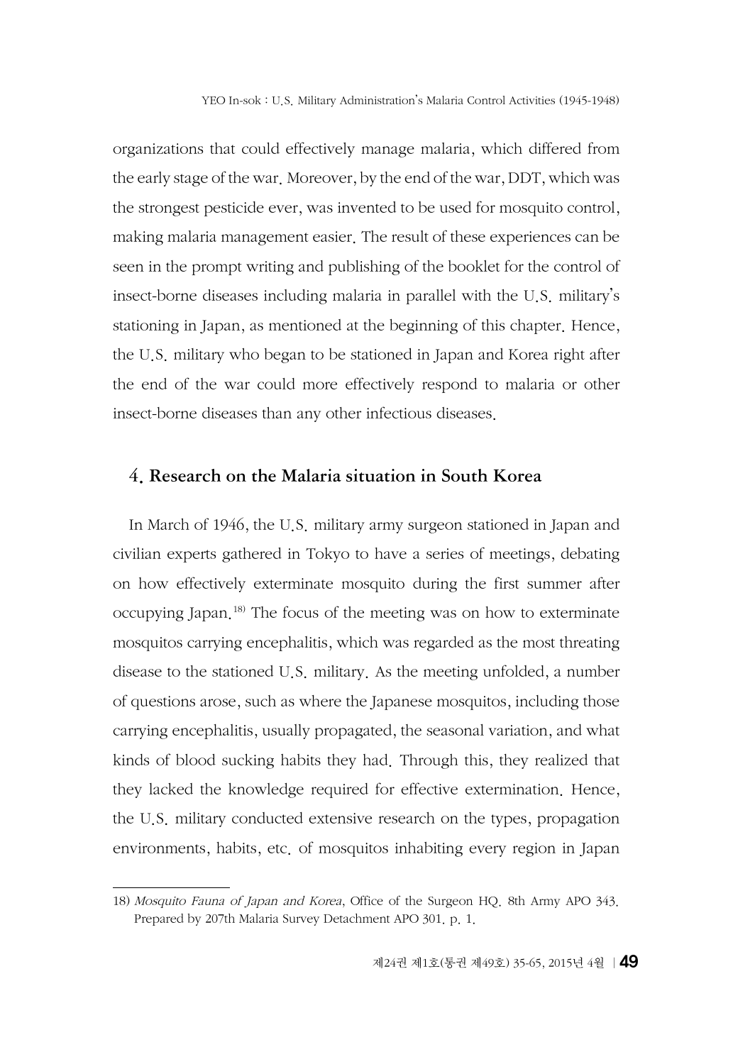organizations that could effectively manage malaria, which differed from the early stage of the war. Moreover, by the end of the war, DDT, which was the strongest pesticide ever, was invented to be used for mosquito control, making malaria management easier. The result of these experiences can be seen in the prompt writing and publishing of the booklet for the control of insect-borne diseases including malaria in parallel with the U.S. military's stationing in Japan, as mentioned at the beginning of this chapter. Hence, the U.S. military who began to be stationed in Japan and Korea right after the end of the war could more effectively respond to malaria or other insect-borne diseases than any other infectious diseases.

## 4. Research on the Malaria situation in South Korea

In March of 1946, the U.S. military army surgeon stationed in Japan and civilian experts gathered in Tokyo to have a series of meetings, debating on how effectively exterminate mosquito during the first summer after occupying Japan.[18] The focus of the meeting was on how to exterminate mosquitos carrying encephalitis, which was regarded as the most threating disease to the stationed U.S. military. As the meeting unfolded, a number of questions arose, such as where the Japanese mosquitos, including those carrying encephalitis, usually propagated, the seasonal variation, and what kinds of blood sucking habits they had. Through this, they realized that they lacked the knowledge required for effective extermination. Hence, the U.S. military conducted extensive research on the types, propagation environments, habits, etc. of mosquitos inhabiting every region in Japan

---

18) *Mosquito Fauna of Japan and Korea*, Office of the Surgeon HQ. 8th Army APO 343. Prepared by 207th Malaria Survey Detachment APO 301. p. 1.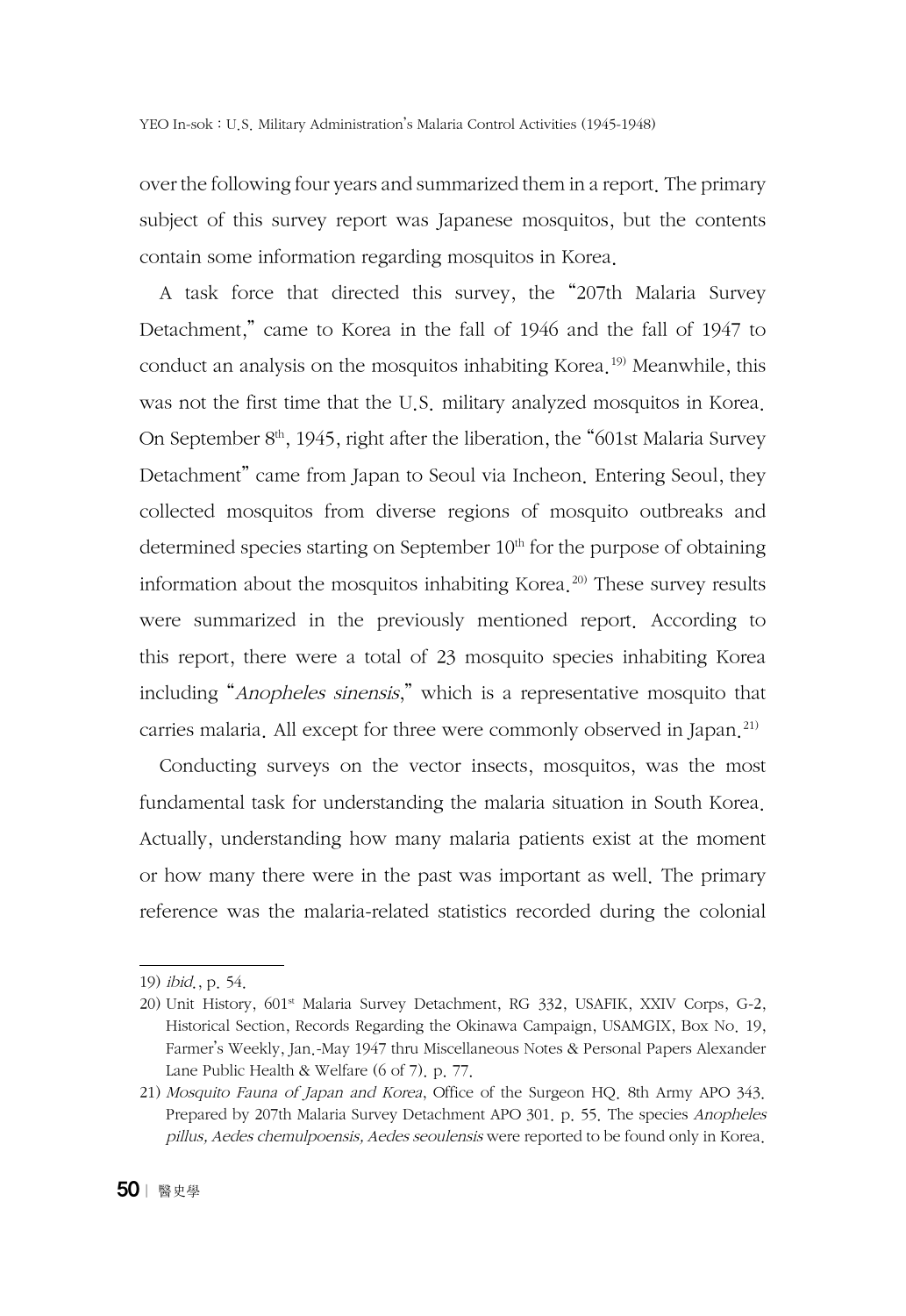over the following four years and summarized them in a report. The primary subject of this survey report was Japanese mosquitos, but the contents contain some information regarding mosquitos in Korea.

A task force that directed this survey, the "207th Malaria Survey Detachment," came to Korea in the fall of 1946 and the fall of 1947 to conduct an analysis on the mosquitos inhabiting Korea.[19] Meanwhile, this was not the first time that the U.S. military analyzed mosquitos in Korea. On September 8th, 1945, right after the liberation, the "601st Malaria Survey Detachment" came from Japan to Seoul via Incheon. Entering Seoul, they collected mosquitos from diverse regions of mosquito outbreaks and determined species starting on September 10th for the purpose of obtaining information about the mosquitos inhabiting Korea.[20] These survey results were summarized in the previously mentioned report. According to this report, there were a total of 23 mosquito species inhabiting Korea including "*Anopheles sinensis*," which is a representative mosquito that carries malaria. All except for three were commonly observed in Japan.[21]

Conducting surveys on the vector insects, mosquitos, was the most fundamental task for understanding the malaria situation in South Korea. Actually, understanding how many malaria patients exist at the moment or how many there were in the past was important as well. The primary reference was the malaria-related statistics recorded during the colonial

---

19) *ibid.*, p. 54.

20) Unit History, 601st Malaria Survey Detachment, RG 332, USAFIK, XXIV Corps, G-2, Historical Section, Records Regarding the Okinawa Campaign, USAMGIX, Box No. 19, Farmer's Weekly, Jan.-May 1947 thru Miscellaneous Notes & Personal Papers Alexander Lane Public Health & Welfare (6 of 7). p. 77.

21) *Mosquito Fauna of Japan and Korea*, Office of the Surgeon HQ. 8th Army APO 343. Prepared by 207th Malaria Survey Detachment APO 301. p. 55. The species *Anopheles pillus, Aedes chemulpoensis, Aedes seoulensis* were reported to be found only in Korea.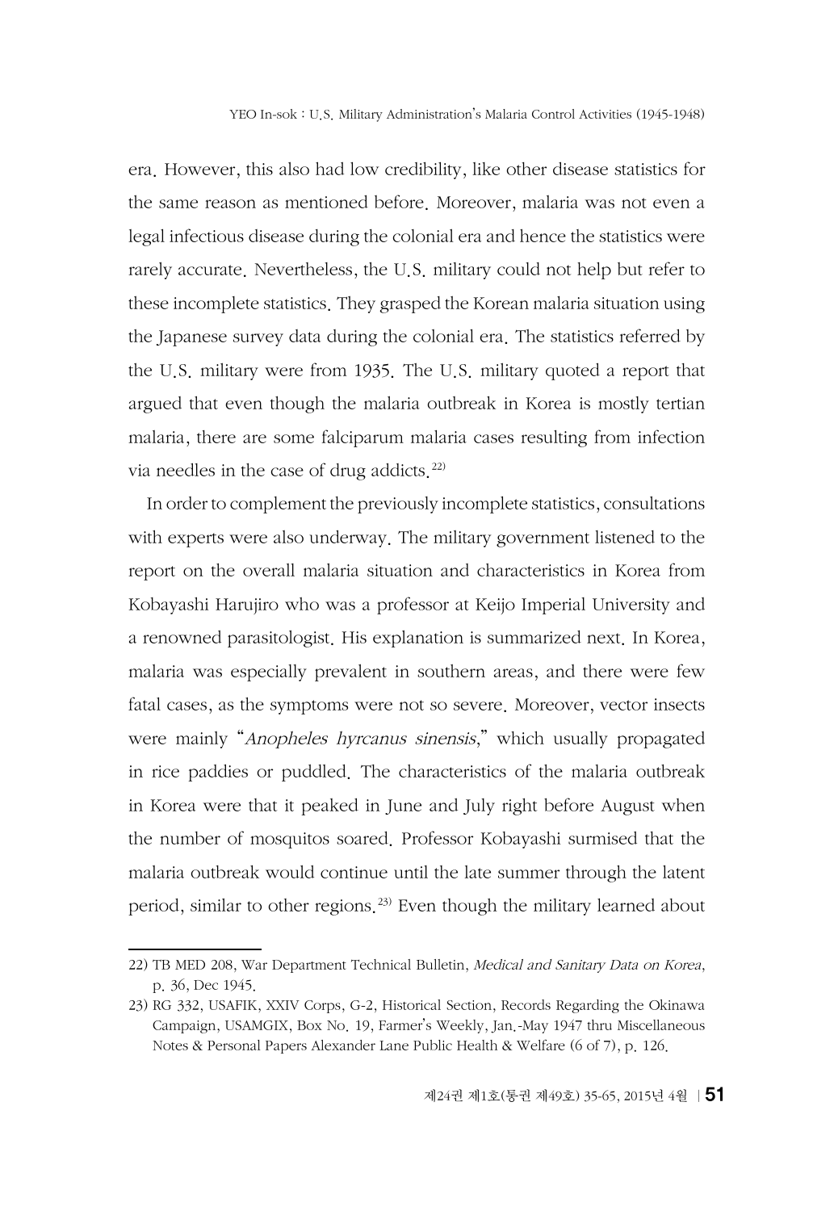era. However, this also had low credibility, like other disease statistics for the same reason as mentioned before. Moreover, malaria was not even a legal infectious disease during the colonial era and hence the statistics were rarely accurate. Nevertheless, the U.S. military could not help but refer to these incomplete statistics. They grasped the Korean malaria situation using the Japanese survey data during the colonial era. The statistics referred by the U.S. military were from 1935. The U.S. military quoted a report that argued that even though the malaria outbreak in Korea is mostly tertian malaria, there are some falciparum malaria cases resulting from infection via needles in the case of drug addicts.[22]

In order to complement the previously incomplete statistics, consultations with experts were also underway. The military government listened to the report on the overall malaria situation and characteristics in Korea from Kobayashi Harujiro who was a professor at Keijo Imperial University and a renowned parasitologist. His explanation is summarized next. In Korea, malaria was especially prevalent in southern areas, and there were few fatal cases, as the symptoms were not so severe. Moreover, vector insects were mainly "*Anopheles hyrcanus sinensis*," which usually propagated in rice paddies or puddled. The characteristics of the malaria outbreak in Korea were that it peaked in June and July right before August when the number of mosquitos soared. Professor Kobayashi surmised that the malaria outbreak would continue until the late summer through the latent period, similar to other regions.[23] Even though the military learned about

---

22) TB MED 208, War Department Technical Bulletin, *Medical and Sanitary Data on Korea*, p. 36, Dec 1945.

23) RG 332, USAFIK, XXIV Corps, G-2, Historical Section, Records Regarding the Okinawa Campaign, USAMGIX, Box No. 19, Farmer's Weekly, Jan.-May 1947 thru Miscellaneous Notes & Personal Papers Alexander Lane Public Health & Welfare (6 of 7), p. 126.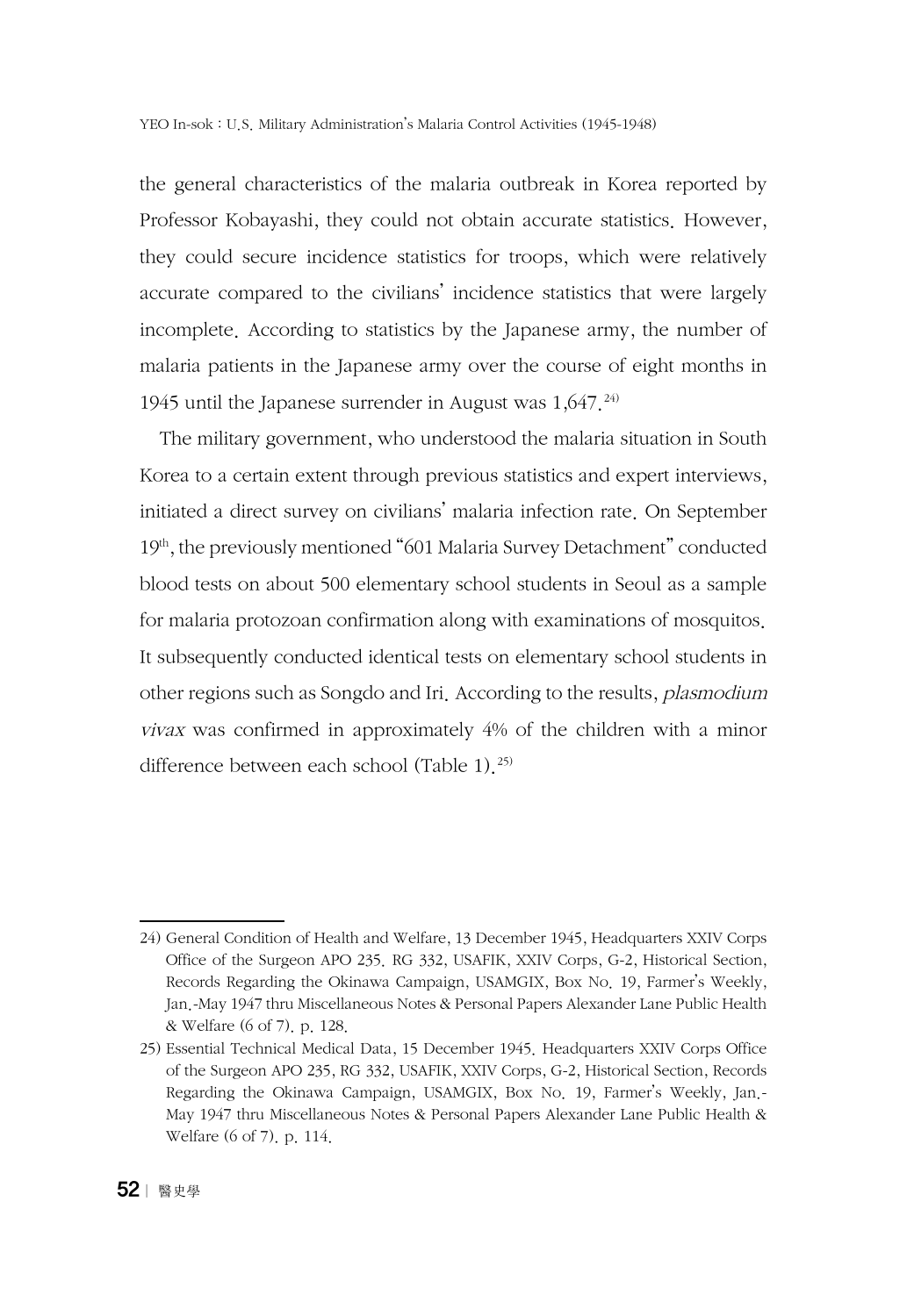the general characteristics of the malaria outbreak in Korea reported by Professor Kobayashi, they could not obtain accurate statistics. However, they could secure incidence statistics for troops, which were relatively accurate compared to the civilians' incidence statistics that were largely incomplete. According to statistics by the Japanese army, the number of malaria patients in the Japanese army over the course of eight months in 1945 until the Japanese surrender in August was 1,647.[24)]

The military government, who understood the malaria situation in South Korea to a certain extent through previous statistics and expert interviews, initiated a direct survey on civilians' malaria infection rate. On September 19th, the previously mentioned "601 Malaria Survey Detachment" conducted blood tests on about 500 elementary school students in Seoul as a sample for malaria protozoan confirmation along with examinations of mosquitos. It subsequently conducted identical tests on elementary school students in other regions such as Songdo and Iri. According to the results, *plasmodium vivax* was confirmed in approximately 4% of the children with a minor difference between each school (Table 1).[25)]

---

24) General Condition of Health and Welfare, 13 December 1945, Headquarters XXIV Corps Office of the Surgeon APO 235. RG 332, USAFIK, XXIV Corps, G-2, Historical Section, Records Regarding the Okinawa Campaign, USAMGIX, Box No. 19, Farmer's Weekly, Jan.-May 1947 thru Miscellaneous Notes & Personal Papers Alexander Lane Public Health & Welfare (6 of 7). p. 128.

25) Essential Technical Medical Data, 15 December 1945. Headquarters XXIV Corps Office of the Surgeon APO 235, RG 332, USAFIK, XXIV Corps, G-2, Historical Section, Records Regarding the Okinawa Campaign, USAMGIX, Box No. 19, Farmer's Weekly, Jan.-May 1947 thru Miscellaneous Notes & Personal Papers Alexander Lane Public Health & Welfare (6 of 7). p. 114.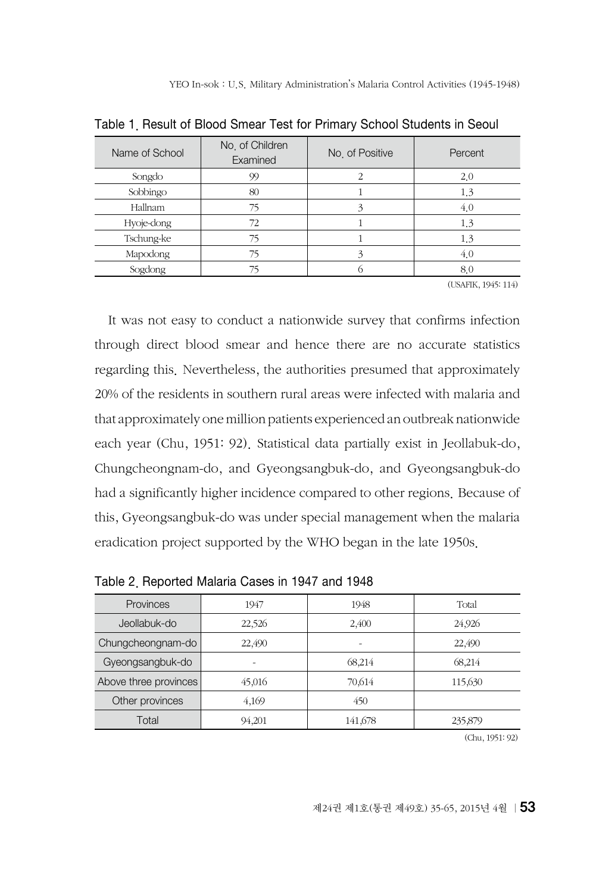Table 1. Result of Blood Smear Test for Primary School Students in Seoul

| Name of School | No. of Children Examined | No. of Positive | Percent |
|---|---|---|---|
| Songdo | 99 | 2 | 2.0 |
| Sobbingo | 80 | 1 | 1.3 |
| Hallnam | 75 | 3 | 4.0 |
| Hyoje-dong | 72 | 1 | 1.3 |
| Tschung-ke | 75 | 1 | 1.3 |
| Mapodong | 75 | 3 | 4.0 |
| Sogdong | 75 | 6 | 8.0 |

(USAFIK, 1945: 114)

It was not easy to conduct a nationwide survey that confirms infection through direct blood smear and hence there are no accurate statistics regarding this. Nevertheless, the authorities presumed that approximately 20% of the residents in southern rural areas were infected with malaria and that approximately one million patients experienced an outbreak nationwide each year (Chu, 1951: 92). Statistical data partially exist in Jeollabuk-do, Chungcheongnam-do, and Gyeongsangbuk-do, and Gyeongsangbuk-do had a significantly higher incidence compared to other regions. Because of this, Gyeongsangbuk-do was under special management when the malaria eradication project supported by the WHO began in the late 1950s.

Table 2. Reported Malaria Cases in 1947 and 1948

| Provinces | 1947 | 1948 | Total |
|---|---|---|---|
| Jeollabuk-do | 22,526 | 2,400 | 24,926 |
| Chungcheongnam-do | 22,490 | - | 22,490 |
| Gyeongsangbuk-do | - | 68,214 | 68,214 |
| Above three provinces | 45,016 | 70,614 | 115,630 |
| Other provinces | 4,169 | 450 | |
| Total | 94,201 | 141,678 | 235,879 |

(Chu, 1951: 92)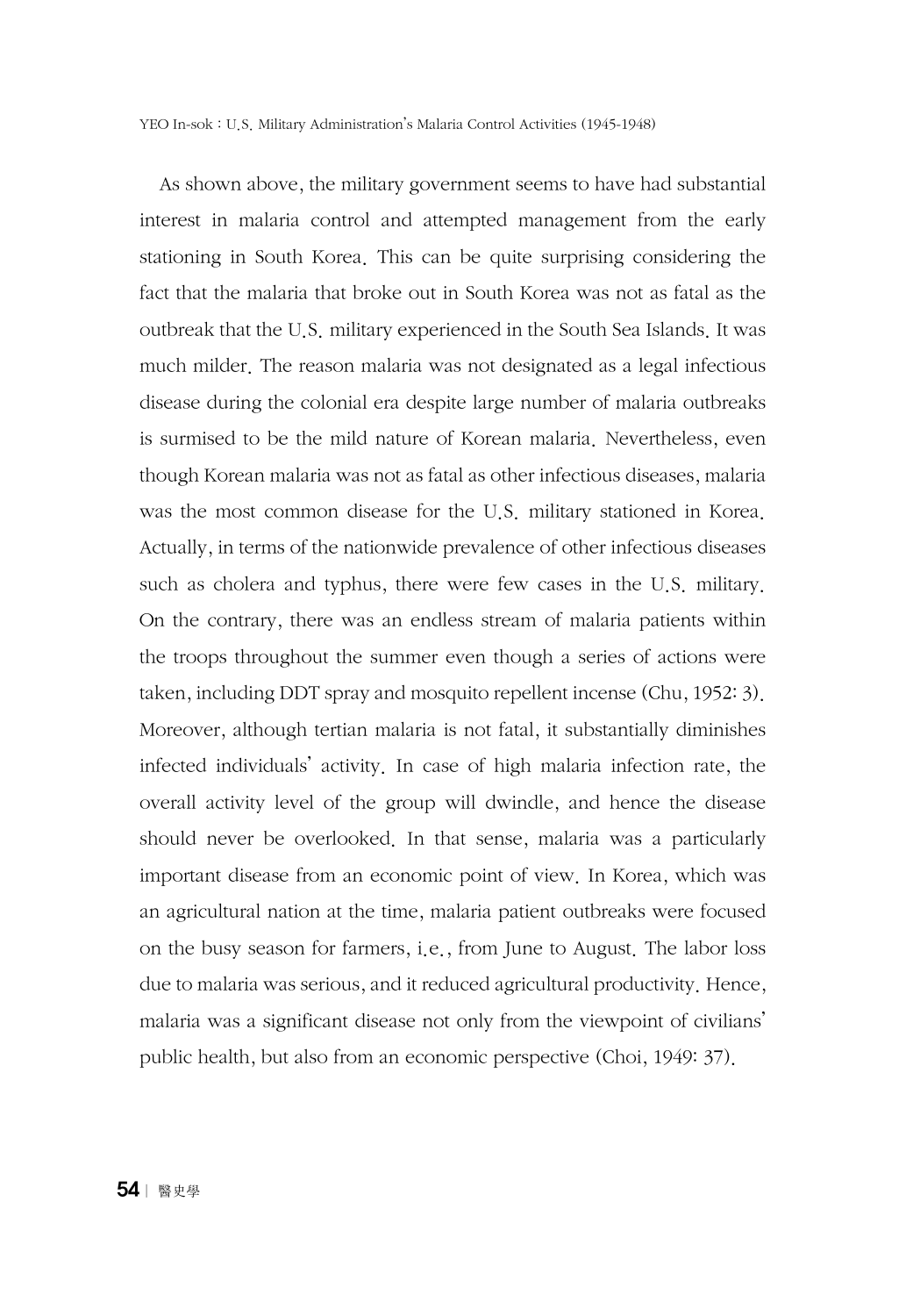As shown above, the military government seems to have had substantial interest in malaria control and attempted management from the early stationing in South Korea. This can be quite surprising considering the fact that the malaria that broke out in South Korea was not as fatal as the outbreak that the U.S. military experienced in the South Sea Islands. It was much milder. The reason malaria was not designated as a legal infectious disease during the colonial era despite large number of malaria outbreaks is surmised to be the mild nature of Korean malaria. Nevertheless, even though Korean malaria was not as fatal as other infectious diseases, malaria was the most common disease for the U.S. military stationed in Korea. Actually, in terms of the nationwide prevalence of other infectious diseases such as cholera and typhus, there were few cases in the U.S. military. On the contrary, there was an endless stream of malaria patients within the troops throughout the summer even though a series of actions were taken, including DDT spray and mosquito repellent incense (Chu, 1952: 3). Moreover, although tertian malaria is not fatal, it substantially diminishes infected individuals' activity. In case of high malaria infection rate, the overall activity level of the group will dwindle, and hence the disease should never be overlooked. In that sense, malaria was a particularly important disease from an economic point of view. In Korea, which was an agricultural nation at the time, malaria patient outbreaks were focused on the busy season for farmers, i.e., from June to August. The labor loss due to malaria was serious, and it reduced agricultural productivity. Hence, malaria was a significant disease not only from the viewpoint of civilians' public health, but also from an economic perspective (Choi, 1949: 37).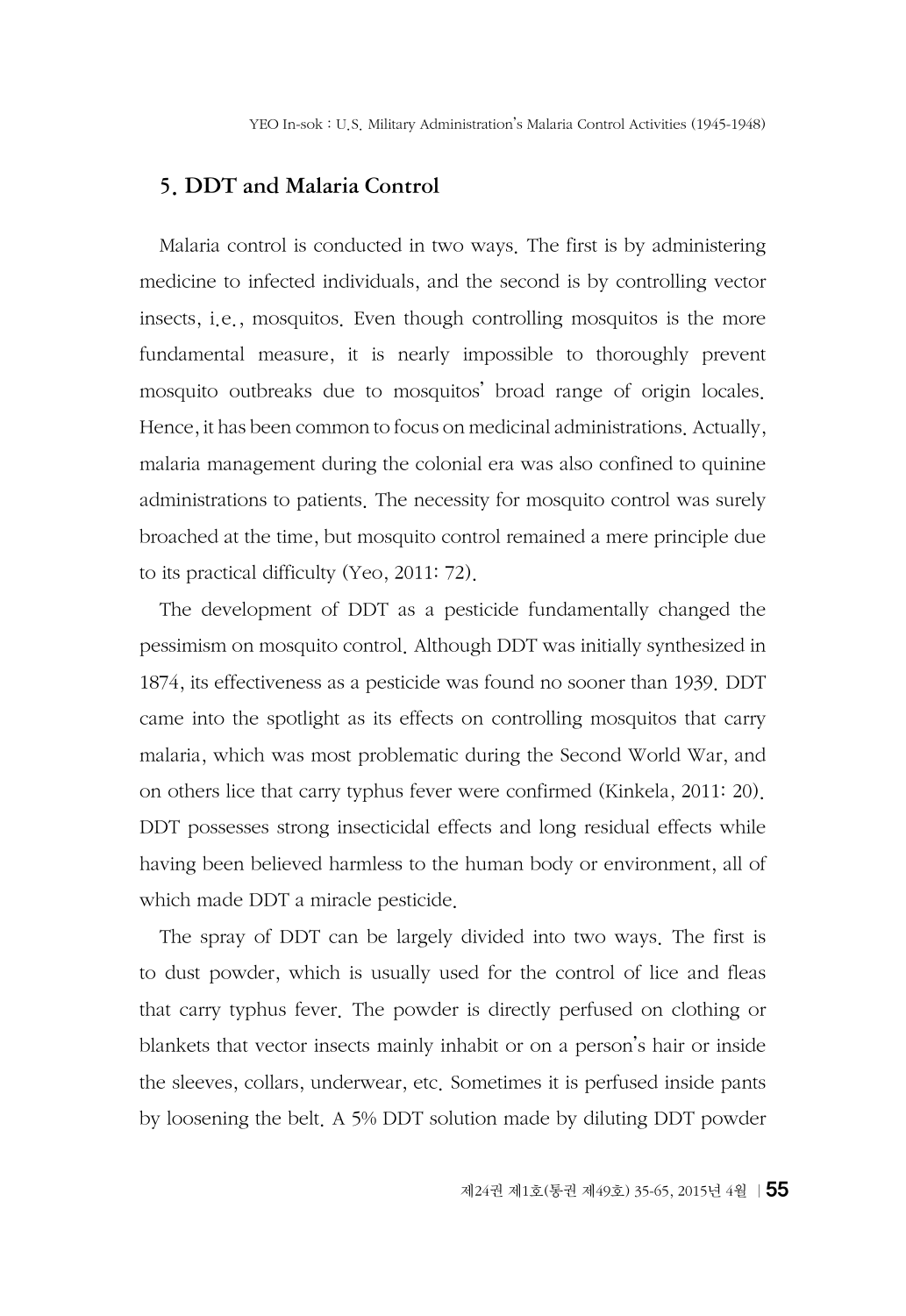## 5. DDT and Malaria Control

Malaria control is conducted in two ways. The first is by administering medicine to infected individuals, and the second is by controlling vector insects, i.e., mosquitos. Even though controlling mosquitos is the more fundamental measure, it is nearly impossible to thoroughly prevent mosquito outbreaks due to mosquitos' broad range of origin locales. Hence, it has been common to focus on medicinal administrations. Actually, malaria management during the colonial era was also confined to quinine administrations to patients. The necessity for mosquito control was surely broached at the time, but mosquito control remained a mere principle due to its practical difficulty (Yeo, 2011: 72).

The development of DDT as a pesticide fundamentally changed the pessimism on mosquito control. Although DDT was initially synthesized in 1874, its effectiveness as a pesticide was found no sooner than 1939. DDT came into the spotlight as its effects on controlling mosquitos that carry malaria, which was most problematic during the Second World War, and on others lice that carry typhus fever were confirmed (Kinkela, 2011: 20). DDT possesses strong insecticidal effects and long residual effects while having been believed harmless to the human body or environment, all of which made DDT a miracle pesticide.

The spray of DDT can be largely divided into two ways. The first is to dust powder, which is usually used for the control of lice and fleas that carry typhus fever. The powder is directly perfused on clothing or blankets that vector insects mainly inhabit or on a person's hair or inside the sleeves, collars, underwear, etc. Sometimes it is perfused inside pants by loosening the belt. A 5% DDT solution made by diluting DDT powder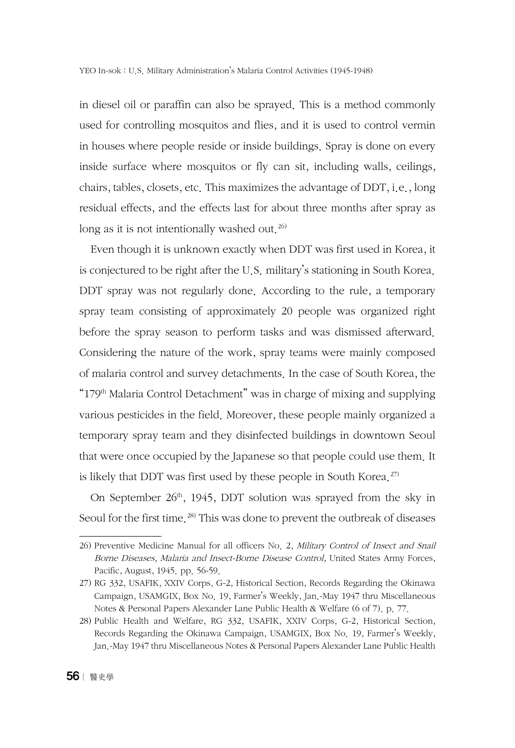in diesel oil or paraffin can also be sprayed. This is a method commonly used for controlling mosquitos and flies, and it is used to control vermin in houses where people reside or inside buildings. Spray is done on every inside surface where mosquitos or fly can sit, including walls, ceilings, chairs, tables, closets, etc. This maximizes the advantage of DDT, i.e., long residual effects, and the effects last for about three months after spray as long as it is not intentionally washed out.[26)]

Even though it is unknown exactly when DDT was first used in Korea, it is conjectured to be right after the U.S. military's stationing in South Korea. DDT spray was not regularly done. According to the rule, a temporary spray team consisting of approximately 20 people was organized right before the spray season to perform tasks and was dismissed afterward. Considering the nature of the work, spray teams were mainly composed of malaria control and survey detachments. In the case of South Korea, the "179th Malaria Control Detachment" was in charge of mixing and supplying various pesticides in the field. Moreover, these people mainly organized a temporary spray team and they disinfected buildings in downtown Seoul that were once occupied by the Japanese so that people could use them. It is likely that DDT was first used by these people in South Korea.[27)]

On September 26th, 1945, DDT solution was sprayed from the sky in Seoul for the first time.[28)] This was done to prevent the outbreak of diseases

---

26) Preventive Medicine Manual for all officers No. 2, *Military Control of Insect and Snail Borne Diseases, Malaria and Insect-Borne Disease Control*, United States Army Forces, Pacific, August, 1945. pp. 56-59.

27) RG 332, USAFIK, XXIV Corps, G-2, Historical Section, Records Regarding the Okinawa Campaign, USAMGIX, Box No. 19, Farmer's Weekly, Jan.-May 1947 thru Miscellaneous Notes & Personal Papers Alexander Lane Public Health & Welfare (6 of 7). p. 77.

28) Public Health and Welfare, RG 332, USAFIK, XXIV Corps, G-2, Historical Section, Records Regarding the Okinawa Campaign, USAMGIX, Box No. 19, Farmer's Weekly, Jan.-May 1947 thru Miscellaneous Notes & Personal Papers Alexander Lane Public Health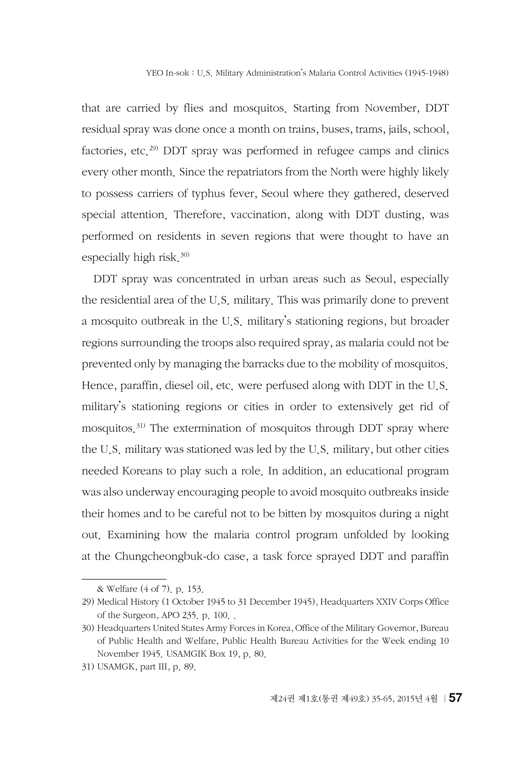that are carried by flies and mosquitos. Starting from November, DDT residual spray was done once a month on trains, buses, trams, jails, school, factories, etc.[29] DDT spray was performed in refugee camps and clinics every other month. Since the repatriators from the North were highly likely to possess carriers of typhus fever, Seoul where they gathered, deserved special attention. Therefore, vaccination, along with DDT dusting, was performed on residents in seven regions that were thought to have an especially high risk.[30]

DDT spray was concentrated in urban areas such as Seoul, especially the residential area of the U.S. military. This was primarily done to prevent a mosquito outbreak in the U.S. military's stationing regions, but broader regions surrounding the troops also required spray, as malaria could not be prevented only by managing the barracks due to the mobility of mosquitos. Hence, paraffin, diesel oil, etc. were perfused along with DDT in the U.S. military's stationing regions or cities in order to extensively get rid of mosquitos.[31] The extermination of mosquitos through DDT spray where the U.S. military was stationed was led by the U.S. military, but other cities needed Koreans to play such a role. In addition, an educational program was also underway encouraging people to avoid mosquito outbreaks inside their homes and to be careful not to be bitten by mosquitos during a night out. Examining how the malaria control program unfolded by looking at the Chungcheongbuk-do case, a task force sprayed DDT and paraffin

---

& Welfare (4 of 7). p. 153.

29) Medical History (1 October 1945 to 31 December 1945), Headquarters XXIV Corps Office of the Surgeon, APO 235. p. 100. .

30) Headquarters United States Army Forces in Korea, Office of the Military Governor, Bureau of Public Health and Welfare, Public Health Bureau Activities for the Week ending 10 November 1945. USAMGIK Box 19, p. 80.

31) USAMGK, part III, p. 89.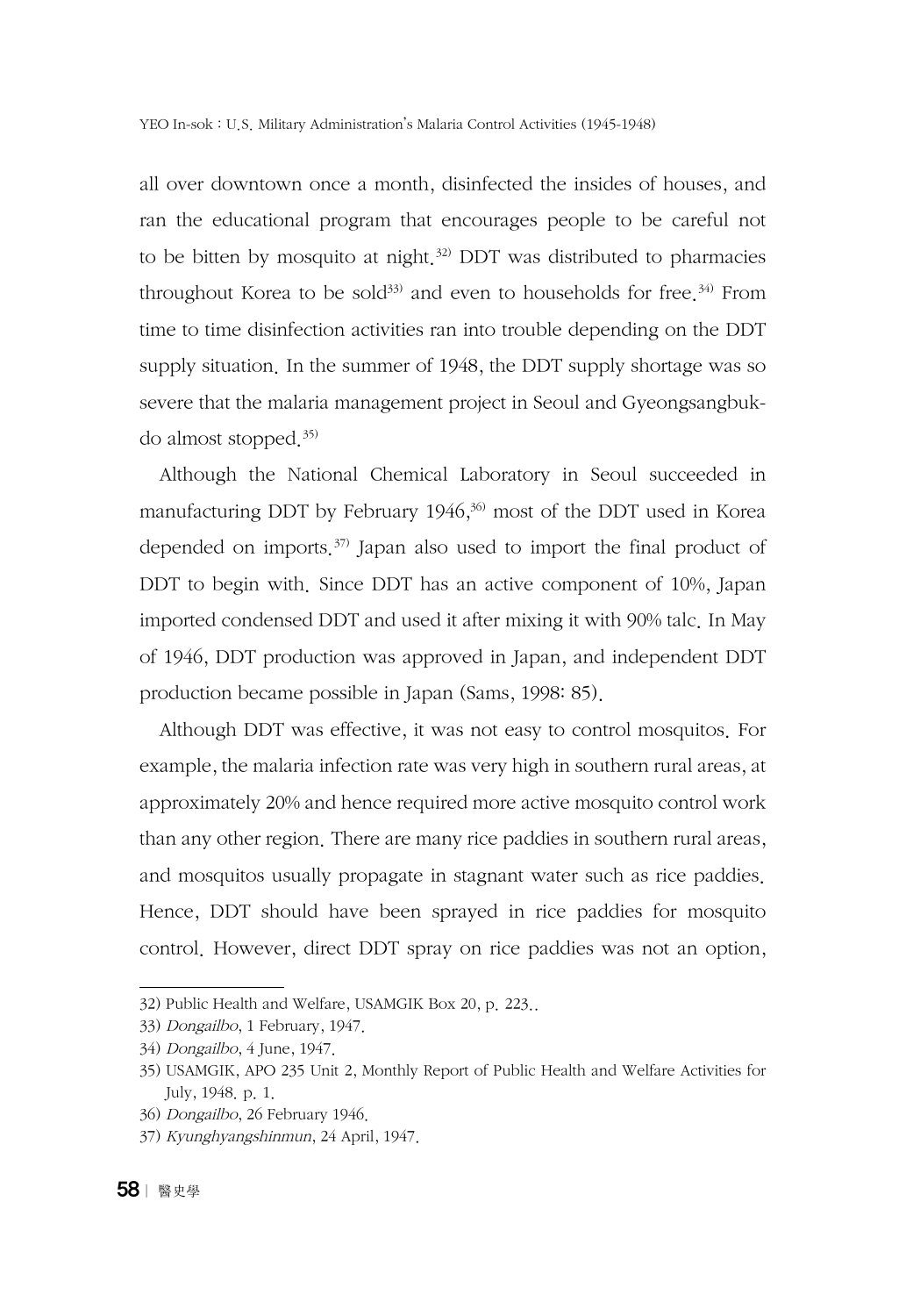all over downtown once a month, disinfected the insides of houses, and ran the educational program that encourages people to be careful not to be bitten by mosquito at night.[32] DDT was distributed to pharmacies throughout Korea to be sold[33] and even to households for free.[34] From time to time disinfection activities ran into trouble depending on the DDT supply situation. In the summer of 1948, the DDT supply shortage was so severe that the malaria management project in Seoul and Gyeongsangbuk-do almost stopped.[35]

Although the National Chemical Laboratory in Seoul succeeded in manufacturing DDT by February 1946,[36] most of the DDT used in Korea depended on imports.[37] Japan also used to import the final product of DDT to begin with. Since DDT has an active component of 10%, Japan imported condensed DDT and used it after mixing it with 90% talc. In May of 1946, DDT production was approved in Japan, and independent DDT production became possible in Japan (Sams, 1998: 85).

Although DDT was effective, it was not easy to control mosquitos. For example, the malaria infection rate was very high in southern rural areas, at approximately 20% and hence required more active mosquito control work than any other region. There are many rice paddies in southern rural areas, and mosquitos usually propagate in stagnant water such as rice paddies. Hence, DDT should have been sprayed in rice paddies for mosquito control. However, direct DDT spray on rice paddies was not an option,

---

32) Public Health and Welfare, USAMGIK Box 20, p. 223..

33) *Dongailbo*, 1 February, 1947.

34) *Dongailbo*, 4 June, 1947.

35) USAMGIK, APO 235 Unit 2, Monthly Report of Public Health and Welfare Activities for July, 1948. p. 1.

36) *Dongailbo*, 26 February 1946.

37) *Kyunghyangshinmun*, 24 April, 1947.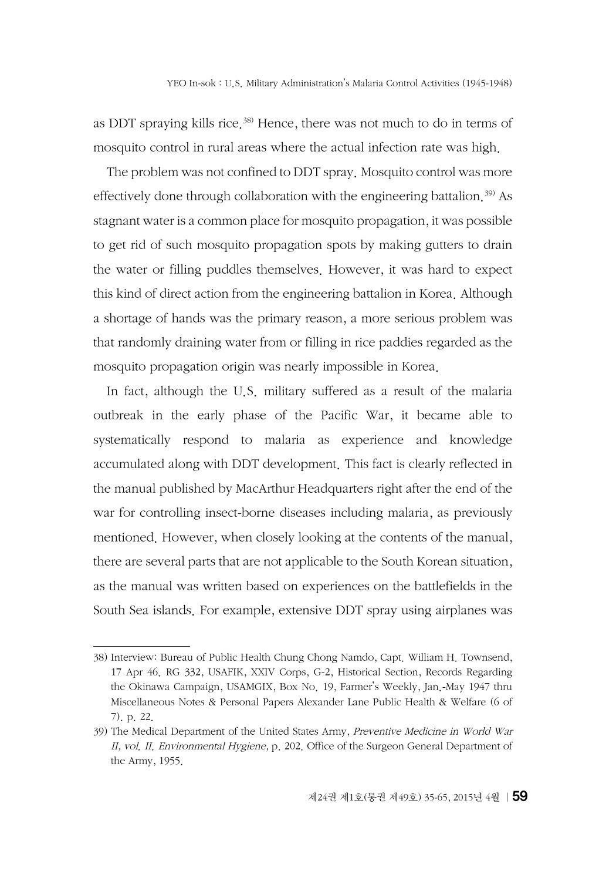as DDT spraying kills rice.[38] Hence, there was not much to do in terms of mosquito control in rural areas where the actual infection rate was high.

The problem was not confined to DDT spray. Mosquito control was more effectively done through collaboration with the engineering battalion.[39] As stagnant water is a common place for mosquito propagation, it was possible to get rid of such mosquito propagation spots by making gutters to drain the water or filling puddles themselves. However, it was hard to expect this kind of direct action from the engineering battalion in Korea. Although a shortage of hands was the primary reason, a more serious problem was that randomly draining water from or filling in rice paddies regarded as the mosquito propagation origin was nearly impossible in Korea.

In fact, although the U.S. military suffered as a result of the malaria outbreak in the early phase of the Pacific War, it became able to systematically respond to malaria as experience and knowledge accumulated along with DDT development. This fact is clearly reflected in the manual published by MacArthur Headquarters right after the end of the war for controlling insect-borne diseases including malaria, as previously mentioned. However, when closely looking at the contents of the manual, there are several parts that are not applicable to the South Korean situation, as the manual was written based on experiences on the battlefields in the South Sea islands. For example, extensive DDT spray using airplanes was

---

38) Interview: Bureau of Public Health Chung Chong Namdo, Capt. William H. Townsend, 17 Apr 46. RG 332, USAFIK, XXIV Corps, G-2, Historical Section, Records Regarding the Okinawa Campaign, USAMGIX, Box No. 19, Farmer's Weekly, Jan.-May 1947 thru Miscellaneous Notes & Personal Papers Alexander Lane Public Health & Welfare (6 of 7). p. 22.

39) The Medical Department of the United States Army, *Preventive Medicine in World War II, vol. II. Environmental Hygiene*, p. 202. Office of the Surgeon General Department of the Army, 1955.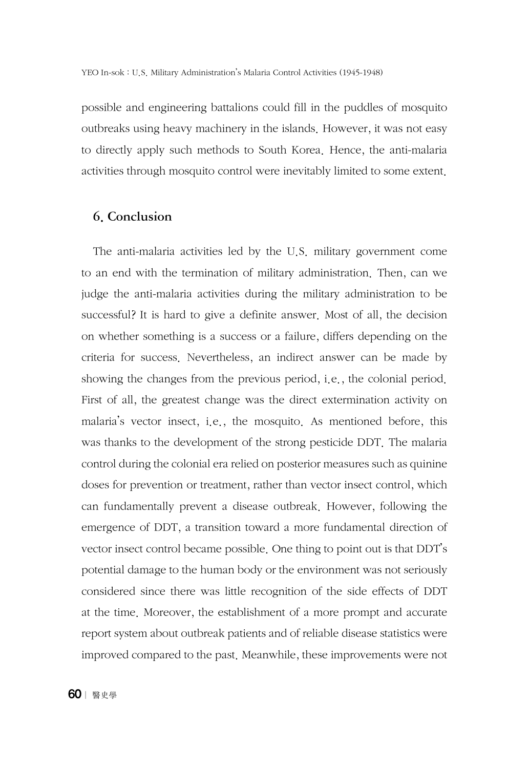possible and engineering battalions could fill in the puddles of mosquito outbreaks using heavy machinery in the islands. However, it was not easy to directly apply such methods to South Korea. Hence, the anti-malaria activities through mosquito control were inevitably limited to some extent.

## 6. Conclusion

The anti-malaria activities led by the U.S. military government come to an end with the termination of military administration. Then, can we judge the anti-malaria activities during the military administration to be successful? It is hard to give a definite answer. Most of all, the decision on whether something is a success or a failure, differs depending on the criteria for success. Nevertheless, an indirect answer can be made by showing the changes from the previous period, i.e., the colonial period. First of all, the greatest change was the direct extermination activity on malaria's vector insect, i.e., the mosquito. As mentioned before, this was thanks to the development of the strong pesticide DDT. The malaria control during the colonial era relied on posterior measures such as quinine doses for prevention or treatment, rather than vector insect control, which can fundamentally prevent a disease outbreak. However, following the emergence of DDT, a transition toward a more fundamental direction of vector insect control became possible. One thing to point out is that DDT's potential damage to the human body or the environment was not seriously considered since there was little recognition of the side effects of DDT at the time. Moreover, the establishment of a more prompt and accurate report system about outbreak patients and of reliable disease statistics were improved compared to the past. Meanwhile, these improvements were not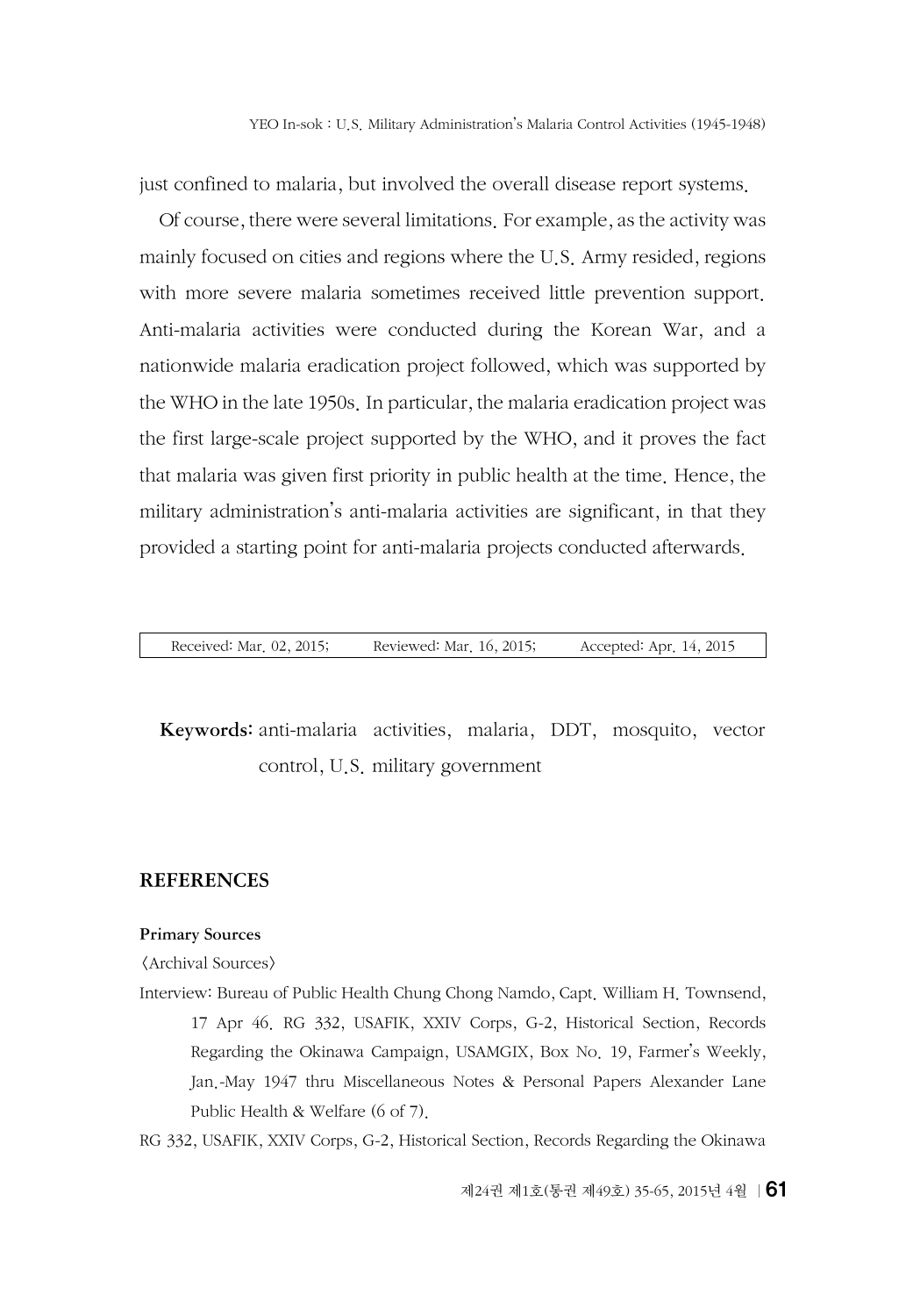just confined to malaria, but involved the overall disease report systems.

Of course, there were several limitations. For example, as the activity was mainly focused on cities and regions where the U.S. Army resided, regions with more severe malaria sometimes received little prevention support. Anti-malaria activities were conducted during the Korean War, and a nationwide malaria eradication project followed, which was supported by the WHO in the late 1950s. In particular, the malaria eradication project was the first large-scale project supported by the WHO, and it proves the fact that malaria was given first priority in public health at the time. Hence, the military administration's anti-malaria activities are significant, in that they provided a starting point for anti-malaria projects conducted afterwards.

| Received: Mar. 02, 2015; | Reviewed: Mar. 16, 2015; | Accepted: Apr. 14, 2015 |
|---|---|---|

**Keywords:** anti-malaria activities, malaria, DDT, mosquito, vector control, U.S. military government

## REFERENCES

**Primary Sources**

〈Archival Sources〉

Interview: Bureau of Public Health Chung Chong Namdo, Capt. William H. Townsend, 17 Apr 46. RG 332, USAFIK, XXIV Corps, G-2, Historical Section, Records Regarding the Okinawa Campaign, USAMGIX, Box No. 19, Farmer's Weekly, Jan.-May 1947 thru Miscellaneous Notes & Personal Papers Alexander Lane Public Health & Welfare (6 of 7).

RG 332, USAFIK, XXIV Corps, G-2, Historical Section, Records Regarding the Okinawa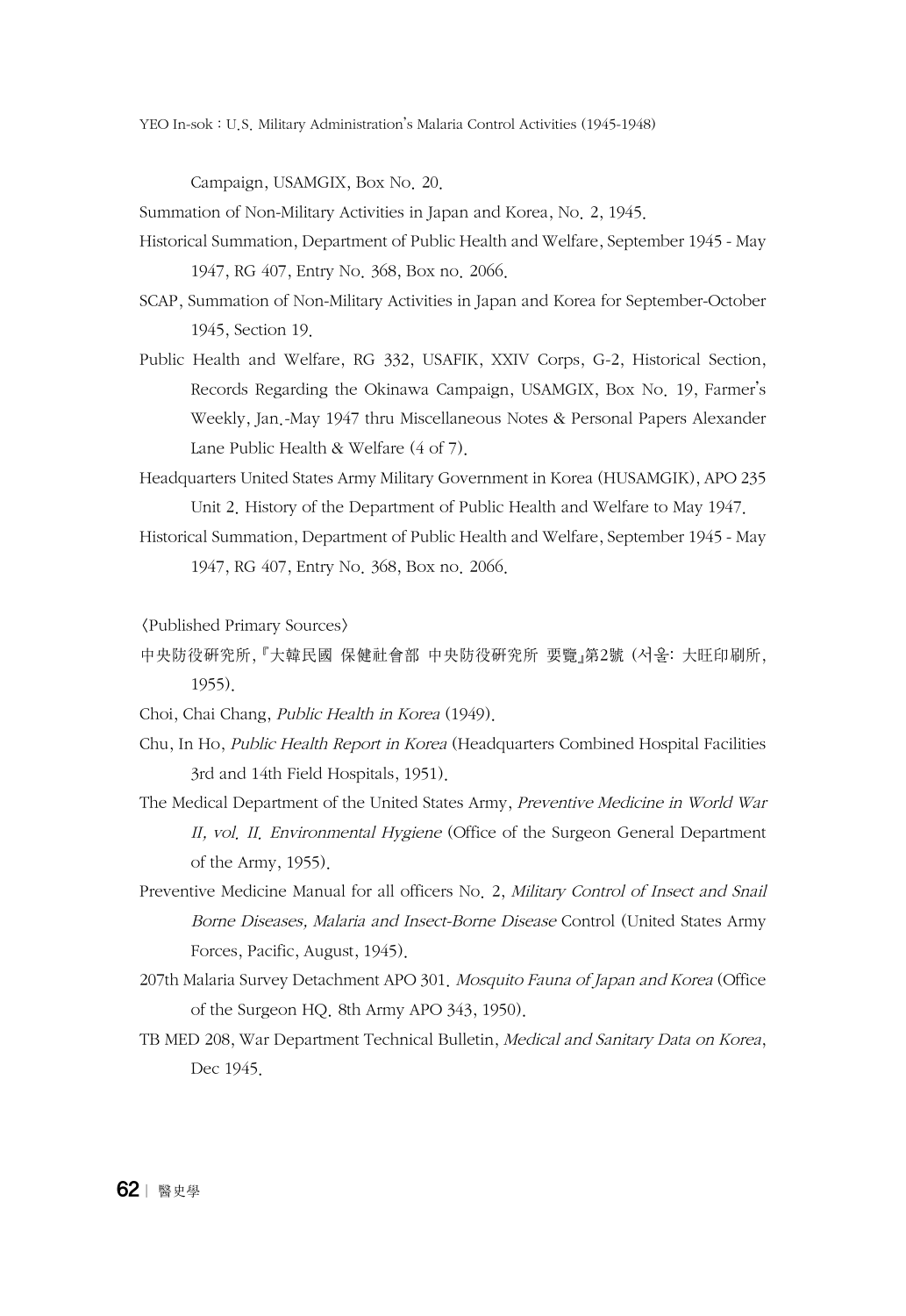Campaign, USAMGIX, Box No. 20.

Summation of Non-Military Activities in Japan and Korea, No. 2, 1945.

Historical Summation, Department of Public Health and Welfare, September 1945 - May 1947, RG 407, Entry No. 368, Box no. 2066.

SCAP, Summation of Non-Military Activities in Japan and Korea for September-October 1945, Section 19.

Public Health and Welfare, RG 332, USAFIK, XXIV Corps, G-2, Historical Section, Records Regarding the Okinawa Campaign, USAMGIX, Box No. 19, Farmer's Weekly, Jan.-May 1947 thru Miscellaneous Notes & Personal Papers Alexander Lane Public Health & Welfare (4 of 7).

Headquarters United States Army Military Government in Korea (HUSAMGIK), APO 235 Unit 2. History of the Department of Public Health and Welfare to May 1947.

Historical Summation, Department of Public Health and Welfare, September 1945 - May 1947, RG 407, Entry No. 368, Box no. 2066.

〈Published Primary Sources〉

中央防役硏究所,『大韓民國 保健社會部 中央防役硏究所 要覽』第2號 (서울: 大旺印刷所, 1955).

Choi, Chai Chang, *Public Health in Korea* (1949).

Chu, In Ho, *Public Health Report in Korea* (Headquarters Combined Hospital Facilities 3rd and 14th Field Hospitals, 1951).

The Medical Department of the United States Army, *Preventive Medicine in World War II, vol. II. Environmental Hygiene* (Office of the Surgeon General Department of the Army, 1955).

Preventive Medicine Manual for all officers No. 2, *Military Control of Insect and Snail Borne Diseases, Malaria and Insect-Borne Disease* Control (United States Army Forces, Pacific, August, 1945).

207th Malaria Survey Detachment APO 301. *Mosquito Fauna of Japan and Korea* (Office of the Surgeon HQ. 8th Army APO 343, 1950).

TB MED 208, War Department Technical Bulletin, *Medical and Sanitary Data on Korea*, Dec 1945.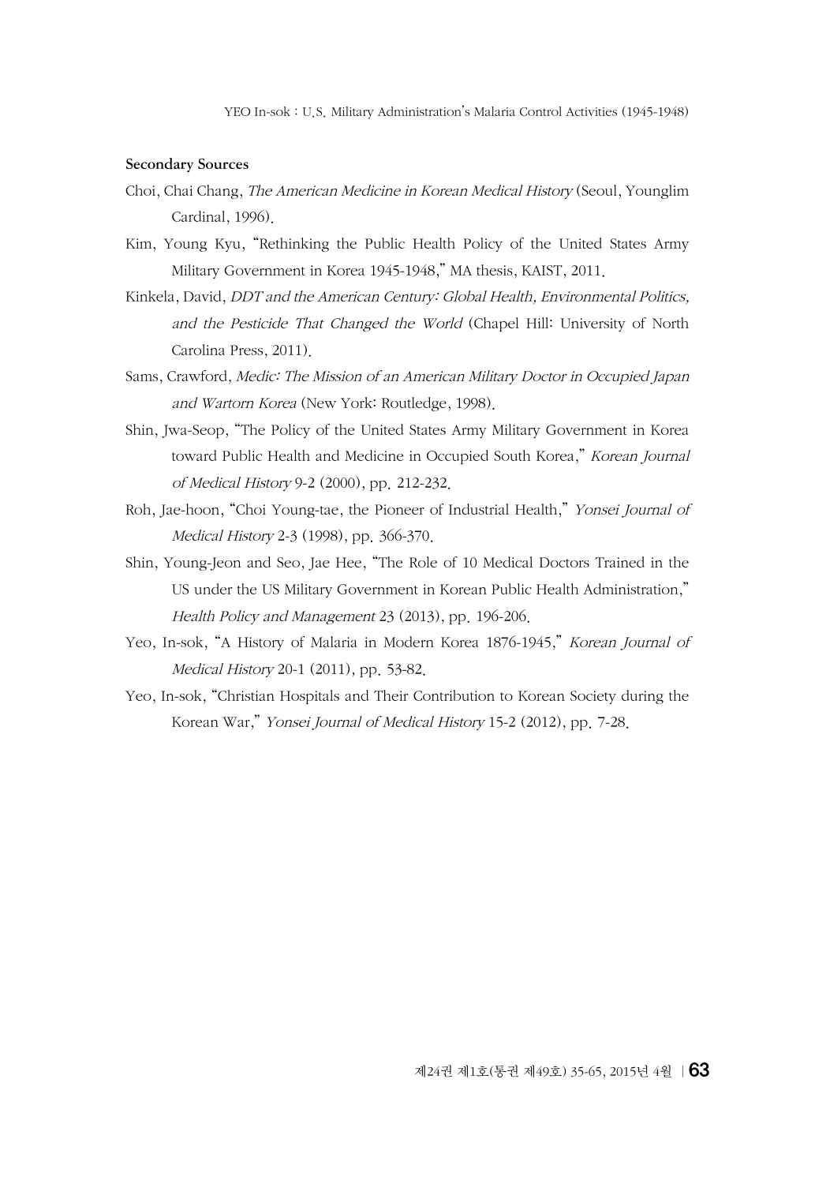**Secondary Sources**

Choi, Chai Chang, *The American Medicine in Korean Medical History* (Seoul, Younglim Cardinal, 1996).

Kim, Young Kyu, "Rethinking the Public Health Policy of the United States Army Military Government in Korea 1945-1948," MA thesis, KAIST, 2011.

Kinkela, David, *DDT and the American Century: Global Health, Environmental Politics, and the Pesticide That Changed the World* (Chapel Hill: University of North Carolina Press, 2011).

Sams, Crawford, *Medic: The Mission of an American Military Doctor in Occupied Japan and Wartorn Korea* (New York: Routledge, 1998).

Shin, Jwa-Seop, "The Policy of the United States Army Military Government in Korea toward Public Health and Medicine in Occupied South Korea," *Korean Journal of Medical History* 9-2 (2000), pp. 212-232.

Roh, Jae-hoon, "Choi Young-tae, the Pioneer of Industrial Health," *Yonsei Journal of Medical History* 2-3 (1998), pp. 366-370.

Shin, Young-Jeon and Seo, Jae Hee, "The Role of 10 Medical Doctors Trained in the US under the US Military Government in Korean Public Health Administration," *Health Policy and Management* 23 (2013), pp. 196-206.

Yeo, In-sok, "A History of Malaria in Modern Korea 1876-1945," *Korean Journal of Medical History* 20-1 (2011), pp. 53-82.

Yeo, In-sok, "Christian Hospitals and Their Contribution to Korean Society during the Korean War," *Yonsei Journal of Medical History* 15-2 (2012), pp. 7-28.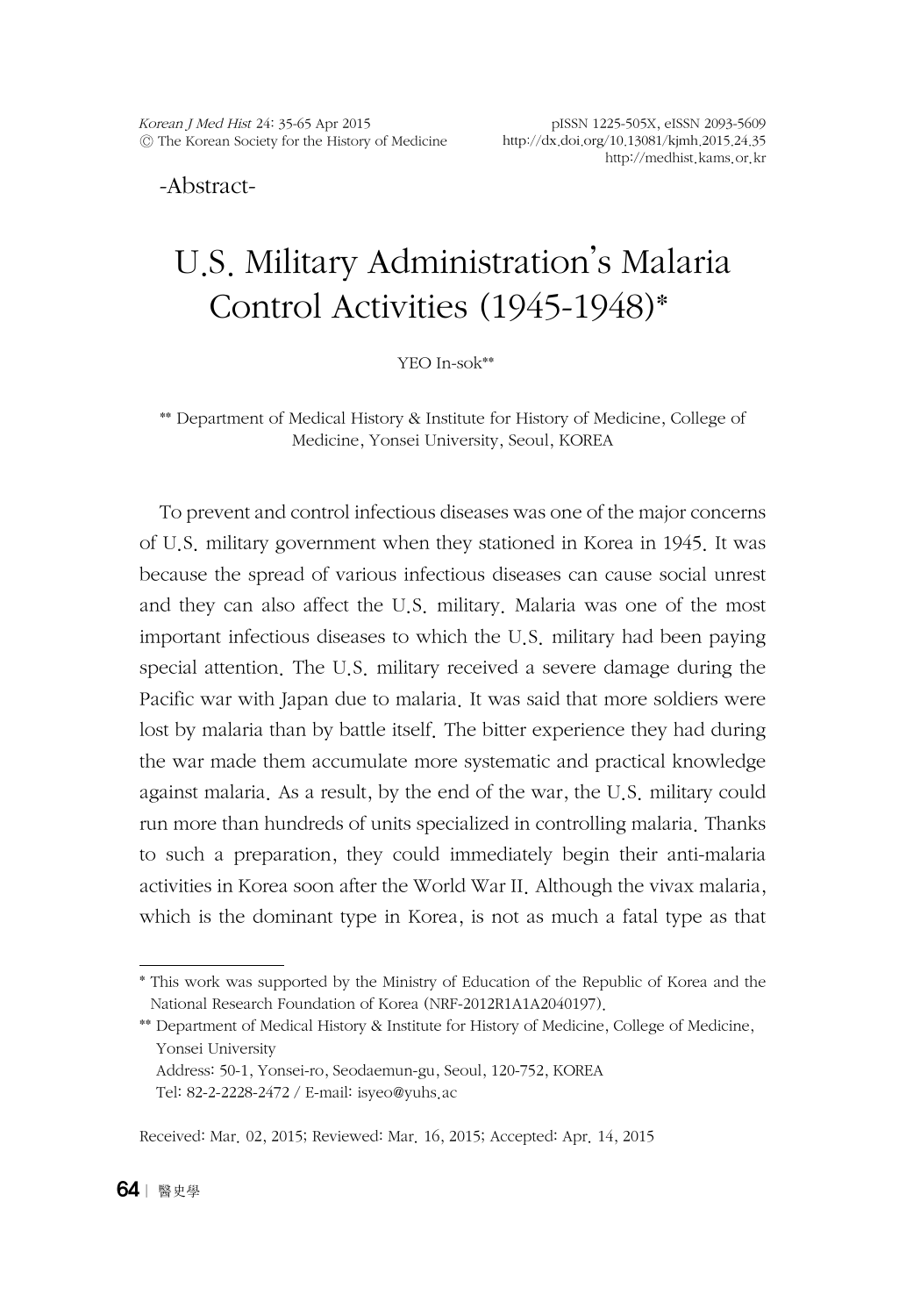-Abstract-

# U.S. Military Administration's Malaria Control Activities (1945-1948)*

YEO In-sok**

** Department of Medical History & Institute for History of Medicine, College of Medicine, Yonsei University, Seoul, KOREA

To prevent and control infectious diseases was one of the major concerns of U.S. military government when they stationed in Korea in 1945. It was because the spread of various infectious diseases can cause social unrest and they can also affect the U.S. military. Malaria was one of the most important infectious diseases to which the U.S. military had been paying special attention. The U.S. military received a severe damage during the Pacific war with Japan due to malaria. It was said that more soldiers were lost by malaria than by battle itself. The bitter experience they had during the war made them accumulate more systematic and practical knowledge against malaria. As a result, by the end of the war, the U.S. military could run more than hundreds of units specialized in controlling malaria. Thanks to such a preparation, they could immediately begin their anti-malaria activities in Korea soon after the World War II. Although the vivax malaria, which is the dominant type in Korea, is not as much a fatal type as that

---

* This work was supported by the Ministry of Education of the Republic of Korea and the National Research Foundation of Korea (NRF-2012R1A1A2040197).

** Department of Medical History & Institute for History of Medicine, College of Medicine, Yonsei University
Address: 50-1, Yonsei-ro, Seodaemun-gu, Seoul, 120-752, KOREA
Tel: 82-2-2228-2472 / E-mail: isyeo@yuhs.ac

Received: Mar. 02, 2015; Reviewed: Mar. 16, 2015; Accepted: Apr. 14, 2015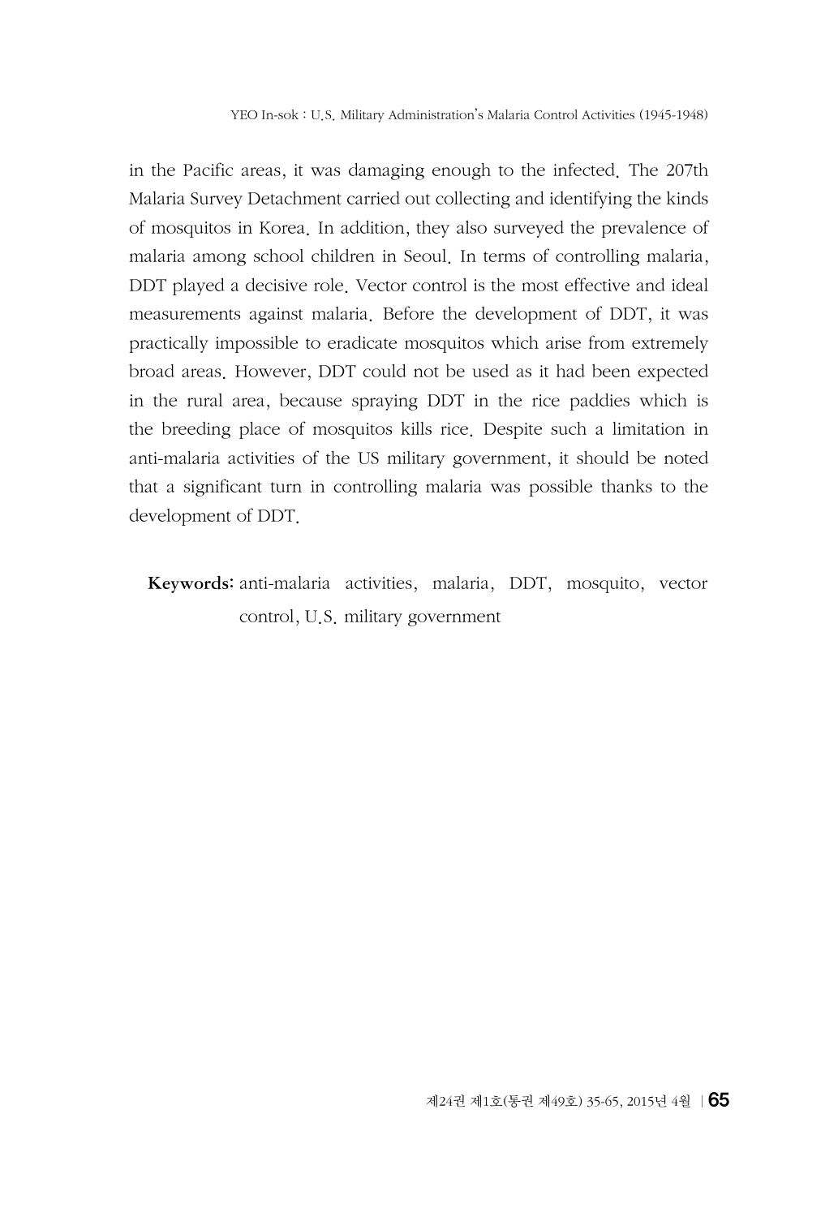in the Pacific areas, it was damaging enough to the infected. The 207th Malaria Survey Detachment carried out collecting and identifying the kinds of mosquitos in Korea. In addition, they also surveyed the prevalence of malaria among school children in Seoul. In terms of controlling malaria, DDT played a decisive role. Vector control is the most effective and ideal measurements against malaria. Before the development of DDT, it was practically impossible to eradicate mosquitos which arise from extremely broad areas. However, DDT could not be used as it had been expected in the rural area, because spraying DDT in the rice paddies which is the breeding place of mosquitos kills rice. Despite such a limitation in anti-malaria activities of the US military government, it should be noted that a significant turn in controlling malaria was possible thanks to the development of DDT.

**Keywords:** anti-malaria activities, malaria, DDT, mosquito, vector control, U.S. military government